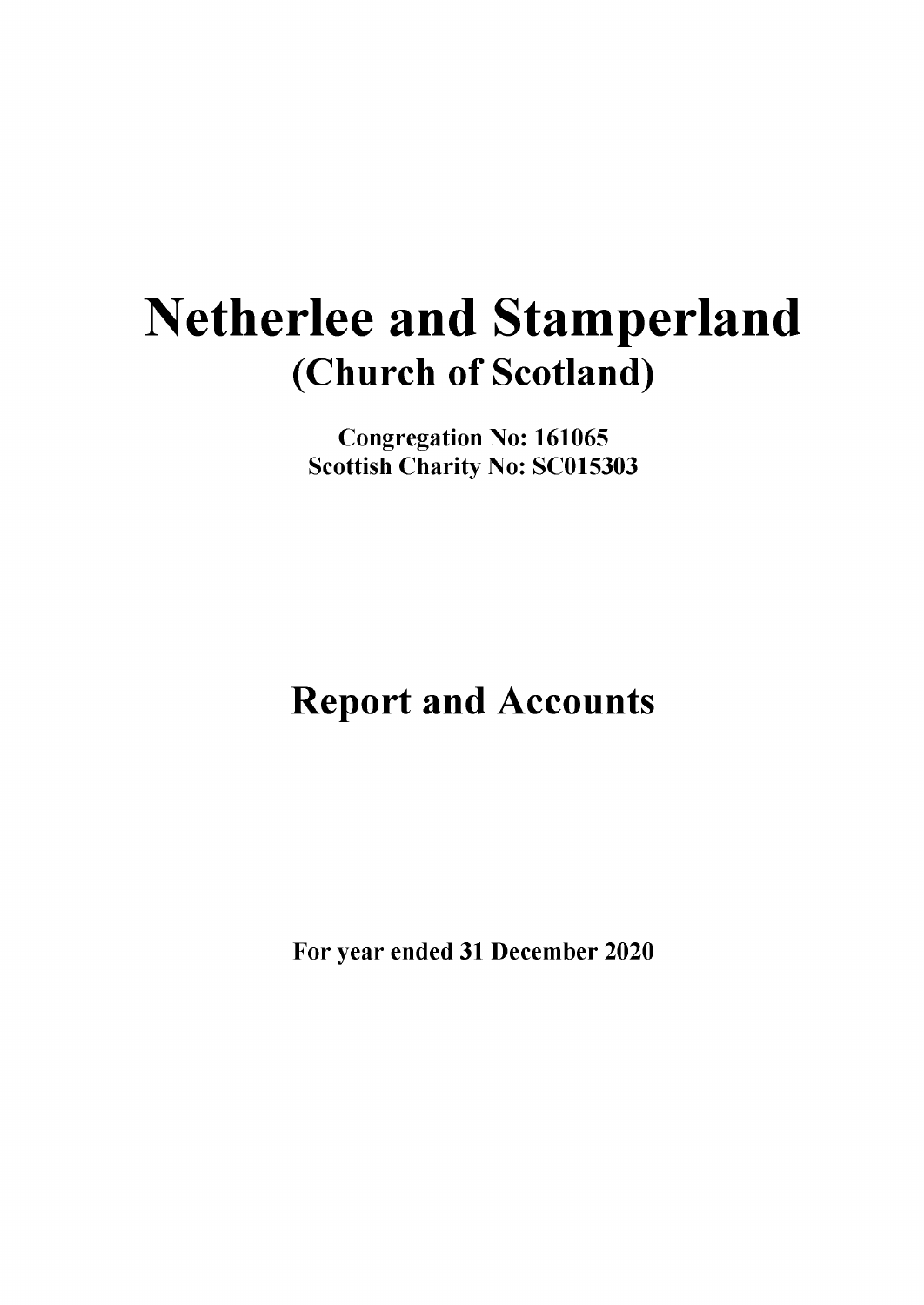# Netherlee and Stamperland

## (Church of Scotland)

**Congregation No: 161065**
**Scottish Charity No: SC015303**

# Report and Accounts

**For year ended 31 December 2020**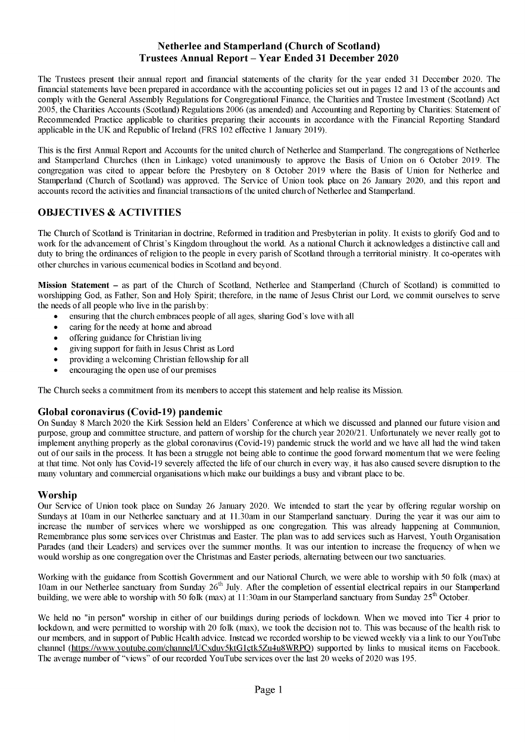# Netherlee and Stamperland (Church of Scotland)
# Trustees Annual Report – Year Ended 31 December 2020

The Trustees present their annual report and financial statements of the charity for the year ended 31 December 2020. The financial statements have been prepared in accordance with the accounting policies set out in pages 12 and 13 of the accounts and comply with the General Assembly Regulations for Congregational Finance, the Charities and Trustee Investment (Scotland) Act 2005, the Charities Accounts (Scotland) Regulations 2006 (as amended) and Accounting and Reporting by Charities: Statement of Recommended Practice applicable to charities preparing their accounts in accordance with the Financial Reporting Standard applicable in the UK and Republic of Ireland (FRS 102 effective 1 January 2019).

This is the first Annual Report and Accounts for the united church of Netherlee and Stamperland. The congregations of Netherlee and Stamperland Churches (then in Linkage) voted unanimously to approve the Basis of Union on 6 October 2019. The congregation was cited to appear before the Presbytery on 8 October 2019 where the Basis of Union for Netherlee and Stamperland (Church of Scotland) was approved. The Service of Union took place on 26 January 2020, and this report and accounts record the activities and financial transactions of the united church of Netherlee and Stamperland.

## OBJECTIVES & ACTIVITIES

The Church of Scotland is Trinitarian in doctrine, Reformed in tradition and Presbyterian in polity. It exists to glorify God and to work for the advancement of Christ's Kingdom throughout the world. As a national Church it acknowledges a distinctive call and duty to bring the ordinances of religion to the people in every parish of Scotland through a territorial ministry. It co-operates with other churches in various ecumenical bodies in Scotland and beyond.

**Mission Statement –** as part of the Church of Scotland, Netherlee and Stamperland (Church of Scotland) is committed to worshipping God, as Father, Son and Holy Spirit; therefore, in the name of Jesus Christ our Lord, we commit ourselves to serve the needs of all people who live in the parish by:

- ensuring that the church embraces people of all ages, sharing God's love with all
- caring for the needy at home and abroad
- offering guidance for Christian living
- giving support for faith in Jesus Christ as Lord
- providing a welcoming Christian fellowship for all
- encouraging the open use of our premises

The Church seeks a commitment from its members to accept this statement and help realise its Mission.

### Global coronavirus (Covid-19) pandemic

On Sunday 8 March 2020 the Kirk Session held an Elders' Conference at which we discussed and planned our future vision and purpose, group and committee structure, and pattern of worship for the church year 2020/21. Unfortunately we never really got to implement anything properly as the global coronavirus (Covid-19) pandemic struck the world and we have all had the wind taken out of our sails in the process. It has been a struggle not being able to continue the good forward momentum that we were feeling at that time. Not only has Covid-19 severely affected the life of our church in every way, it has also caused severe disruption to the many voluntary and commercial organisations which make our buildings a busy and vibrant place to be.

### Worship

Our Service of Union took place on Sunday 26 January 2020. We intended to start the year by offering regular worship on Sundays at 10am in our Netherlee sanctuary and at 11.30am in our Stamperland sanctuary. During the year it was our aim to increase the number of services where we worshipped as one congregation. This was already happening at Communion, Remembrance plus some services over Christmas and Easter. The plan was to add services such as Harvest, Youth Organisation Parades (and their Leaders) and services over the summer months. It was our intention to increase the frequency of when we would worship as one congregation over the Christmas and Easter periods, alternating between our two sanctuaries.

Working with the guidance from Scottish Government and our National Church, we were able to worship with 50 folk (max) at 10am in our Netherlee sanctuary from Sunday 26th July. After the completion of essential electrical repairs in our Stamperland building, we were able to worship with 50 folk (max) at 11:30am in our Stamperland sanctuary from Sunday 25th October.

We held no "in person" worship in either of our buildings during periods of lockdown. When we moved into Tier 4 prior to lockdown, and were permitted to worship with 20 folk (max), we took the decision not to. This was because of the health risk to our members, and in support of Public Health advice. Instead we recorded worship to be viewed weekly via a link to our YouTube channel (https://www.youtube.com/channel/UCxduv5ktG1ctk5Zu4u8WRPQ) supported by links to musical items on Facebook. The average number of "views" of our recorded YouTube services over the last 20 weeks of 2020 was 195.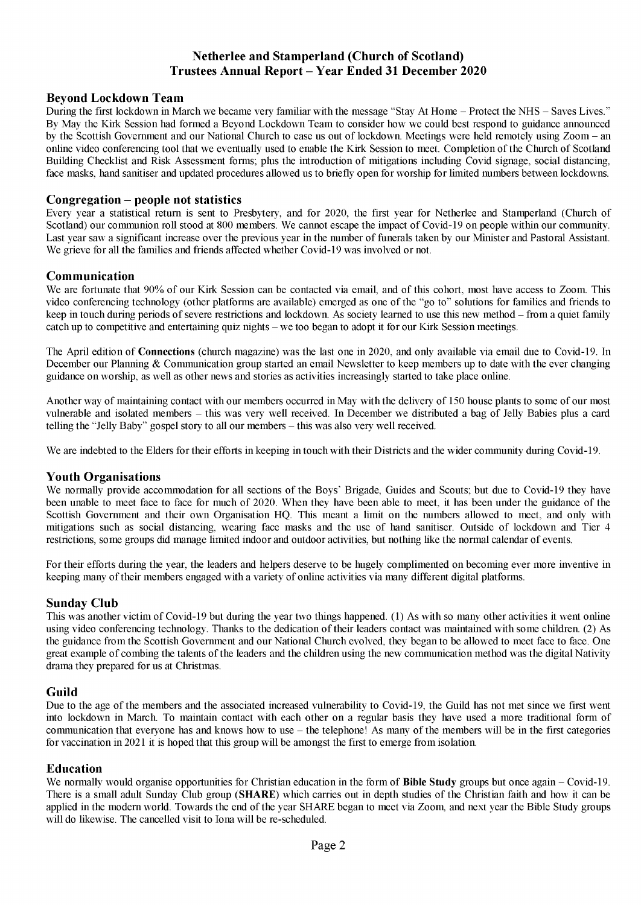# Netherlee and Stamperland (Church of Scotland)
# Trustees Annual Report – Year Ended 31 December 2020

## Beyond Lockdown Team

During the first lockdown in March we became very familiar with the message "Stay At Home – Protect the NHS – Saves Lives." By May the Kirk Session had formed a Beyond Lockdown Team to consider how we could best respond to guidance announced by the Scottish Government and our National Church to ease us out of lockdown. Meetings were held remotely using Zoom – an online video conferencing tool that we eventually used to enable the Kirk Session to meet. Completion of the Church of Scotland Building Checklist and Risk Assessment forms; plus the introduction of mitigations including Covid signage, social distancing, face masks, hand sanitiser and updated procedures allowed us to briefly open for worship for limited numbers between lockdowns.

## Congregation – people not statistics

Every year a statistical return is sent to Presbytery, and for 2020, the first year for Netherlee and Stamperland (Church of Scotland) our communion roll stood at 800 members. We cannot escape the impact of Covid-19 on people within our community. Last year saw a significant increase over the previous year in the number of funerals taken by our Minister and Pastoral Assistant. We grieve for all the families and friends affected whether Covid-19 was involved or not.

## Communication

We are fortunate that 90% of our Kirk Session can be contacted via email, and of this cohort, most have access to Zoom. This video conferencing technology (other platforms are available) emerged as one of the "go to" solutions for families and friends to keep in touch during periods of severe restrictions and lockdown. As society learned to use this new method – from a quiet family catch up to competitive and entertaining quiz nights – we too began to adopt it for our Kirk Session meetings.

The April edition of **Connections** (church magazine) was the last one in 2020, and only available via email due to Covid-19. In December our Planning & Communication group started an email Newsletter to keep members up to date with the ever changing guidance on worship, as well as other news and stories as activities increasingly started to take place online.

Another way of maintaining contact with our members occurred in May with the delivery of 150 house plants to some of our most vulnerable and isolated members – this was very well received. In December we distributed a bag of Jelly Babies plus a card telling the "Jelly Baby" gospel story to all our members – this was also very well received.

We are indebted to the Elders for their efforts in keeping in touch with their Districts and the wider community during Covid-19.

## Youth Organisations

We normally provide accommodation for all sections of the Boys' Brigade, Guides and Scouts; but due to Covid-19 they have been unable to meet face to face for much of 2020. When they have been able to meet, it has been under the guidance of the Scottish Government and their own Organisation HQ. This meant a limit on the numbers allowed to meet, and only with mitigations such as social distancing, wearing face masks and the use of hand sanitiser. Outside of lockdown and Tier 4 restrictions, some groups did manage limited indoor and outdoor activities, but nothing like the normal calendar of events.

For their efforts during the year, the leaders and helpers deserve to be hugely complimented on becoming ever more inventive in keeping many of their members engaged with a variety of online activities via many different digital platforms.

## Sunday Club

This was another victim of Covid-19 but during the year two things happened. (1) As with so many other activities it went online using video conferencing technology. Thanks to the dedication of their leaders contact was maintained with some children. (2) As the guidance from the Scottish Government and our National Church evolved, they began to be allowed to meet face to face. One great example of combing the talents of the leaders and the children using the new communication method was the digital Nativity drama they prepared for us at Christmas.

## Guild

Due to the age of the members and the associated increased vulnerability to Covid-19, the Guild has not met since we first went into lockdown in March. To maintain contact with each other on a regular basis they have used a more traditional form of communication that everyone has and knows how to use – the telephone! As many of the members will be in the first categories for vaccination in 2021 it is hoped that this group will be amongst the first to emerge from isolation.

## Education

We normally would organise opportunities for Christian education in the form of **Bible Study** groups but once again – Covid-19. There is a small adult Sunday Club group (**SHARE**) which carries out in depth studies of the Christian faith and how it can be applied in the modern world. Towards the end of the year SHARE began to meet via Zoom, and next year the Bible Study groups will do likewise. The cancelled visit to Iona will be re-scheduled.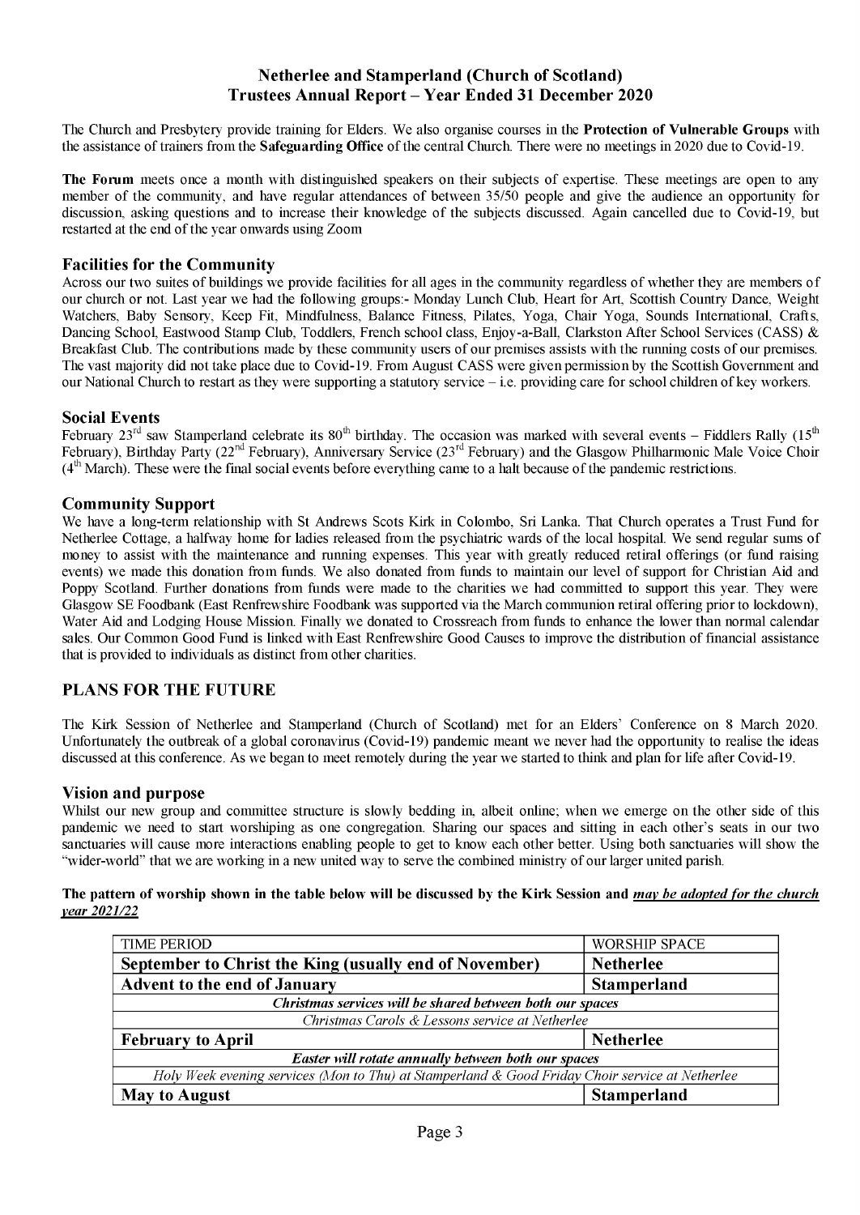## Netherlee and Stamperland (Church of Scotland)
## Trustees Annual Report – Year Ended 31 December 2020

The Church and Presbytery provide training for Elders. We also organise courses in the **Protection of Vulnerable Groups** with the assistance of trainers from the **Safeguarding Office** of the central Church. There were no meetings in 2020 due to Covid-19.

**The Forum** meets once a month with distinguished speakers on their subjects of expertise. These meetings are open to any member of the community, and have regular attendances of between 35/50 people and give the audience an opportunity for discussion, asking questions and to increase their knowledge of the subjects discussed. Again cancelled due to Covid-19, but restarted at the end of the year onwards using Zoom

### Facilities for the Community

Across our two suites of buildings we provide facilities for all ages in the community regardless of whether they are members of our church or not. Last year we had the following groups:- Monday Lunch Club, Heart for Art, Scottish Country Dance, Weight Watchers, Baby Sensory, Keep Fit, Mindfulness, Balance Fitness, Pilates, Yoga, Chair Yoga, Sounds International, Crafts, Dancing School, Eastwood Stamp Club, Toddlers, French school class, Enjoy-a-Ball, Clarkston After School Services (CASS) & Breakfast Club. The contributions made by these community users of our premises assists with the running costs of our premises. The vast majority did not take place due to Covid-19. From August CASS were given permission by the Scottish Government and our National Church to restart as they were supporting a statutory service – i.e. providing care for school children of key workers.

### Social Events

February 23rd saw Stamperland celebrate its 80th birthday. The occasion was marked with several events – Fiddlers Rally (15th February), Birthday Party (22nd February), Anniversary Service (23rd February) and the Glasgow Philharmonic Male Voice Choir (4th March). These were the final social events before everything came to a halt because of the pandemic restrictions.

### Community Support

We have a long-term relationship with St Andrews Scots Kirk in Colombo, Sri Lanka. That Church operates a Trust Fund for Netherlee Cottage, a halfway home for ladies released from the psychiatric wards of the local hospital. We send regular sums of money to assist with the maintenance and running expenses. This year with greatly reduced retiral offerings (or fund raising events) we made this donation from funds. We also donated from funds to maintain our level of support for Christian Aid and Poppy Scotland. Further donations from funds were made to the charities we had committed to support this year. They were Glasgow SE Foodbank (East Renfrewshire Foodbank was supported via the March communion retiral offering prior to lockdown), Water Aid and Lodging House Mission. Finally we donated to Crossreach from funds to enhance the lower than normal calendar sales. Our Common Good Fund is linked with East Renfrewshire Good Causes to improve the distribution of financial assistance that is provided to individuals as distinct from other charities.

## PLANS FOR THE FUTURE

The Kirk Session of Netherlee and Stamperland (Church of Scotland) met for an Elders' Conference on 8 March 2020. Unfortunately the outbreak of a global coronavirus (Covid-19) pandemic meant we never had the opportunity to realise the ideas discussed at this conference. As we began to meet remotely during the year we started to think and plan for life after Covid-19.

### Vision and purpose

Whilst our new group and committee structure is slowly bedding in, albeit online; when we emerge on the other side of this pandemic we need to start worshiping as one congregation. Sharing our spaces and sitting in each other's seats in our two sanctuaries will cause more interactions enabling people to get to know each other better. Using both sanctuaries will show the "wider-world" that we are working in a new united way to serve the combined ministry of our larger united parish.

**The pattern of worship shown in the table below will be discussed by the Kirk Session and _may be adopted for the church year 2021/22_**

| TIME PERIOD | WORSHIP SPACE |
|---|---|
| **September to Christ the King (usually end of November)** | **Netherlee** |
| **Advent to the end of January** | **Stamperland** |
| ***Christmas services will be shared between both our spaces*** | |
| *Christmas Carols & Lessons service at Netherlee* | |
| **February to April** | **Netherlee** |
| ***Easter will rotate annually between both our spaces*** | |
| *Holy Week evening services (Mon to Thu) at Stamperland & Good Friday Choir service at Netherlee* | |
| **May to August** | **Stamperland** |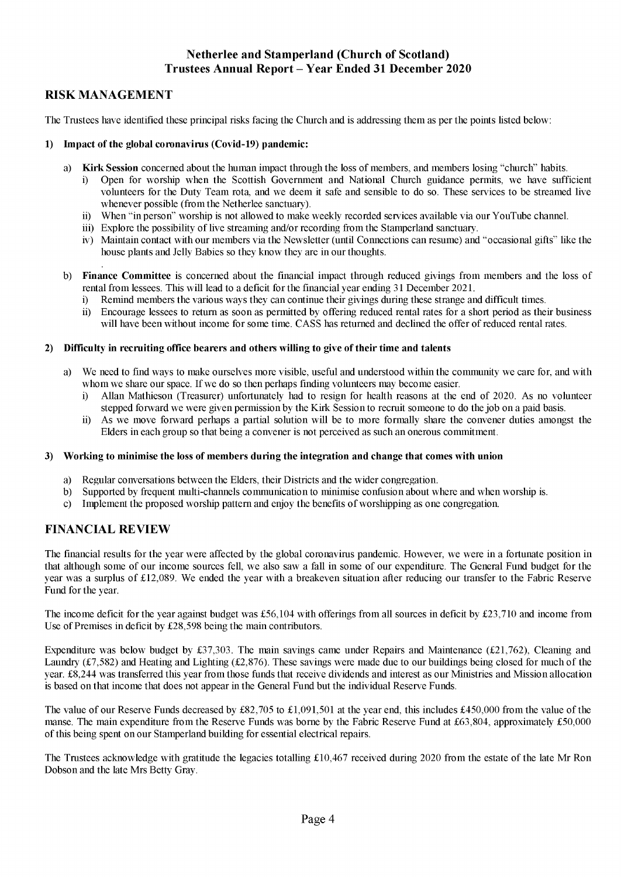Netherlee and Stamperland (Church of Scotland)
Trustees Annual Report – Year Ended 31 December 2020

## RISK MANAGEMENT

The Trustees have identified these principal risks facing the Church and is addressing them as per the points listed below:

### 1) Impact of the global coronavirus (Covid-19) pandemic:

a) **Kirk Session** concerned about the human impact through the loss of members, and members losing "church" habits.
   i) Open for worship when the Scottish Government and National Church guidance permits, we have sufficient volunteers for the Duty Team rota, and we deem it safe and sensible to do so. These services to be streamed live whenever possible (from the Netherlee sanctuary).
   ii) When "in person" worship is not allowed to make weekly recorded services available via our YouTube channel.
   iii) Explore the possibility of live streaming and/or recording from the Stamperland sanctuary.
   iv) Maintain contact with our members via the Newsletter (until Connections can resume) and "occasional gifts" like the house plants and Jelly Babies so they know they are in our thoughts.

b) **Finance Committee** is concerned about the financial impact through reduced givings from members and the loss of rental from lessees. This will lead to a deficit for the financial year ending 31 December 2021.
   i) Remind members the various ways they can continue their givings during these strange and difficult times.
   ii) Encourage lessees to return as soon as permitted by offering reduced rental rates for a short period as their business will have been without income for some time. CASS has returned and declined the offer of reduced rental rates.

### 2) Difficulty in recruiting office bearers and others willing to give of their time and talents

a) We need to find ways to make ourselves more visible, useful and understood within the community we care for, and with whom we share our space. If we do so then perhaps finding volunteers may become easier.
   i) Allan Mathieson (Treasurer) unfortunately had to resign for health reasons at the end of 2020. As no volunteer stepped forward we were given permission by the Kirk Session to recruit someone to do the job on a paid basis.
   ii) As we move forward perhaps a partial solution will be to more formally share the convener duties amongst the Elders in each group so that being a convener is not perceived as such an onerous commitment.

### 3) Working to minimise the loss of members during the integration and change that comes with union

a) Regular conversations between the Elders, their Districts and the wider congregation.
b) Supported by frequent multi-channels communication to minimise confusion about where and when worship is.
c) Implement the proposed worship pattern and enjoy the benefits of worshipping as one congregation.

## FINANCIAL REVIEW

The financial results for the year were affected by the global coronavirus pandemic. However, we were in a fortunate position in that although some of our income sources fell, we also saw a fall in some of our expenditure. The General Fund budget for the year was a surplus of £12,089. We ended the year with a breakeven situation after reducing our transfer to the Fabric Reserve Fund for the year.

The income deficit for the year against budget was £56,104 with offerings from all sources in deficit by £23,710 and income from Use of Premises in deficit by £28,598 being the main contributors.

Expenditure was below budget by £37,303. The main savings came under Repairs and Maintenance (£21,762), Cleaning and Laundry (£7,582) and Heating and Lighting (£2,876). These savings were made due to our buildings being closed for much of the year. £8,244 was transferred this year from those funds that receive dividends and interest as our Ministries and Mission allocation is based on that income that does not appear in the General Fund but the individual Reserve Funds.

The value of our Reserve Funds decreased by £82,705 to £1,091,501 at the year end, this includes £450,000 from the value of the manse. The main expenditure from the Reserve Funds was borne by the Fabric Reserve Fund at £63,804, approximately £50,000 of this being spent on our Stamperland building for essential electrical repairs.

The Trustees acknowledge with gratitude the legacies totalling £10,467 received during 2020 from the estate of the late Mr Ron Dobson and the late Mrs Betty Gray.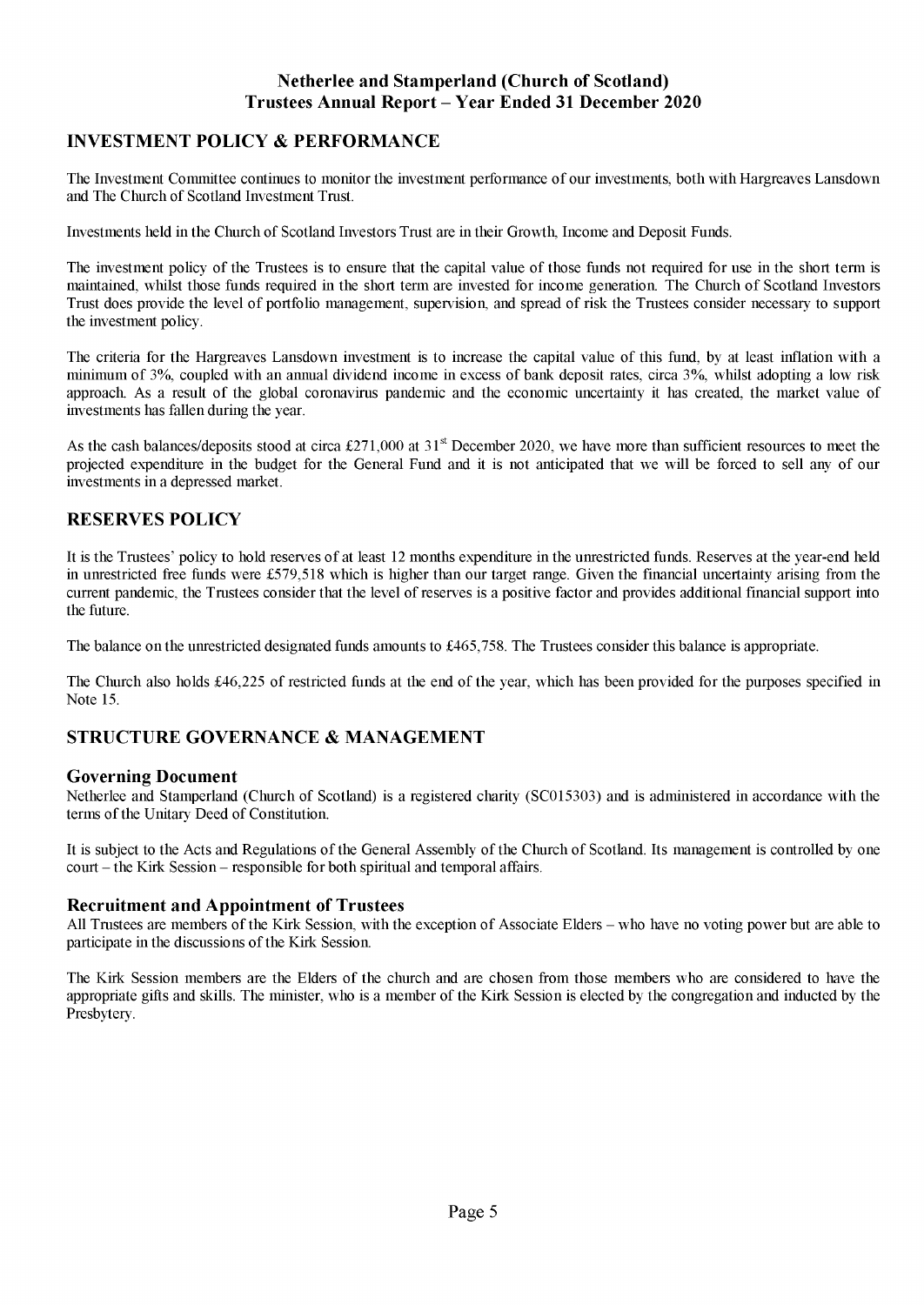## INVESTMENT POLICY & PERFORMANCE

The Investment Committee continues to monitor the investment performance of our investments, both with Hargreaves Lansdown and The Church of Scotland Investment Trust.

Investments held in the Church of Scotland Investors Trust are in their Growth, Income and Deposit Funds.

The investment policy of the Trustees is to ensure that the capital value of those funds not required for use in the short term is maintained, whilst those funds required in the short term are invested for income generation. The Church of Scotland Investors Trust does provide the level of portfolio management, supervision, and spread of risk the Trustees consider necessary to support the investment policy.

The criteria for the Hargreaves Lansdown investment is to increase the capital value of this fund, by at least inflation with a minimum of 3%, coupled with an annual dividend income in excess of bank deposit rates, circa 3%, whilst adopting a low risk approach. As a result of the global coronavirus pandemic and the economic uncertainty it has created, the market value of investments has fallen during the year.

As the cash balances/deposits stood at circa £271,000 at 31st December 2020, we have more than sufficient resources to meet the projected expenditure in the budget for the General Fund and it is not anticipated that we will be forced to sell any of our investments in a depressed market.

## RESERVES POLICY

It is the Trustees' policy to hold reserves of at least 12 months expenditure in the unrestricted funds. Reserves at the year-end held in unrestricted free funds were £579,518 which is higher than our target range. Given the financial uncertainty arising from the current pandemic, the Trustees consider that the level of reserves is a positive factor and provides additional financial support into the future.

The balance on the unrestricted designated funds amounts to £465,758. The Trustees consider this balance is appropriate.

The Church also holds £46,225 of restricted funds at the end of the year, which has been provided for the purposes specified in Note 15.

## STRUCTURE GOVERNANCE & MANAGEMENT

### Governing Document

Netherlee and Stamperland (Church of Scotland) is a registered charity (SC015303) and is administered in accordance with the terms of the Unitary Deed of Constitution.

It is subject to the Acts and Regulations of the General Assembly of the Church of Scotland. Its management is controlled by one court – the Kirk Session – responsible for both spiritual and temporal affairs.

### Recruitment and Appointment of Trustees

All Trustees are members of the Kirk Session, with the exception of Associate Elders – who have no voting power but are able to participate in the discussions of the Kirk Session.

The Kirk Session members are the Elders of the church and are chosen from those members who are considered to have the appropriate gifts and skills. The minister, who is a member of the Kirk Session is elected by the congregation and inducted by the Presbytery.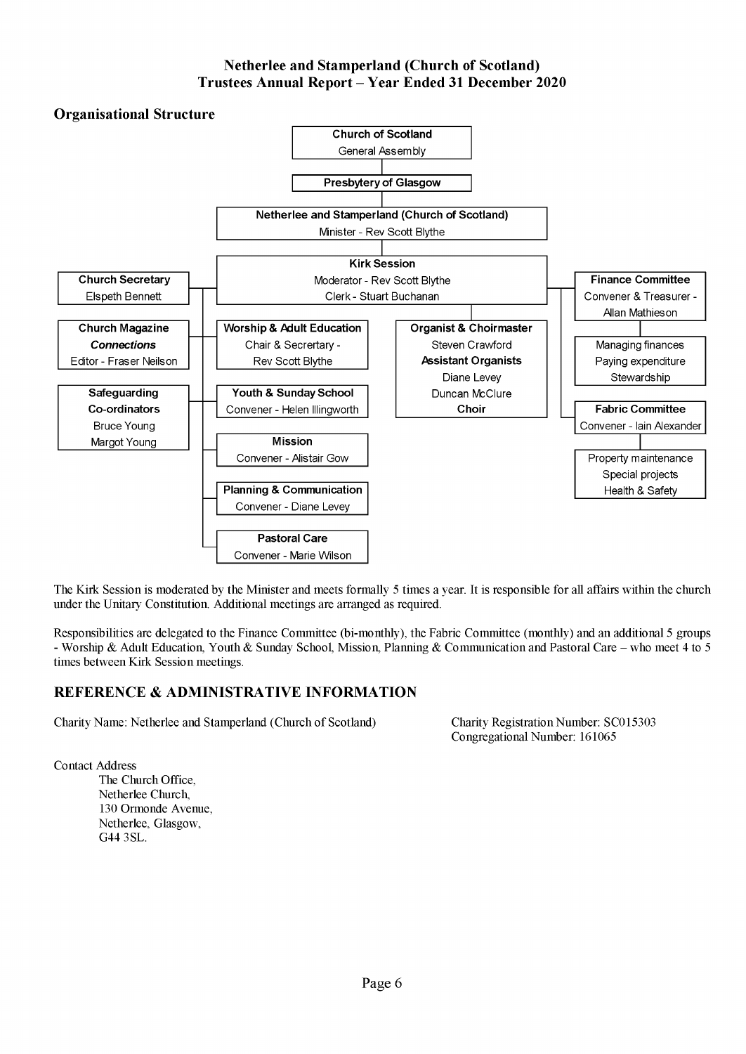# Netherlee and Stamperland (Church of Scotland)
# Trustees Annual Report – Year Ended 31 December 2020

## Organisational Structure

**Church of Scotland**
General Assembly

**Presbytery of Glasgow**

**Netherlee and Stamperland (Church of Scotland)**
Minister - Rev Scott Blythe

**Kirk Session**
Moderator - Rev Scott Blythe
Clerk - Stuart Buchanan

**Church Secretary**
Elspeth Bennett

**Church Magazine**
***Connections***
Editor - Fraser Neilson

**Safeguarding Co-ordinators**
Bruce Young
Margot Young

**Worship & Adult Education**
Chair & Secretary - Rev Scott Blythe

**Youth & Sunday School**
Convener - Helen Illingworth

**Mission**
Convener - Alistair Gow

**Planning & Communication**
Convener - Diane Levey

**Pastoral Care**
Convener - Marie Wilson

**Organist & Choirmaster**
Steven Crawford
**Assistant Organists**
Diane Levey
Duncan McClure
**Choir**

**Finance Committee**
Convener & Treasurer - Allan Mathieson

- Managing finances
- Paying expenditure
- Stewardship

**Fabric Committee**
Convener - Iain Alexander

- Property maintenance
- Special projects
- Health & Safety

The Kirk Session is moderated by the Minister and meets formally 5 times a year. It is responsible for all affairs within the church under the Unitary Constitution. Additional meetings are arranged as required.

Responsibilities are delegated to the Finance Committee (bi-monthly), the Fabric Committee (monthly) and an additional 5 groups - Worship & Adult Education, Youth & Sunday School, Mission, Planning & Communication and Pastoral Care – who meet 4 to 5 times between Kirk Session meetings.

## REFERENCE & ADMINISTRATIVE INFORMATION

Charity Name: Netherlee and Stamperland (Church of Scotland)

Charity Registration Number: SC015303
Congregational Number: 161065

Contact Address
The Church Office,
Netherlee Church,
130 Ormonde Avenue,
Netherlee, Glasgow,
G44 3SL.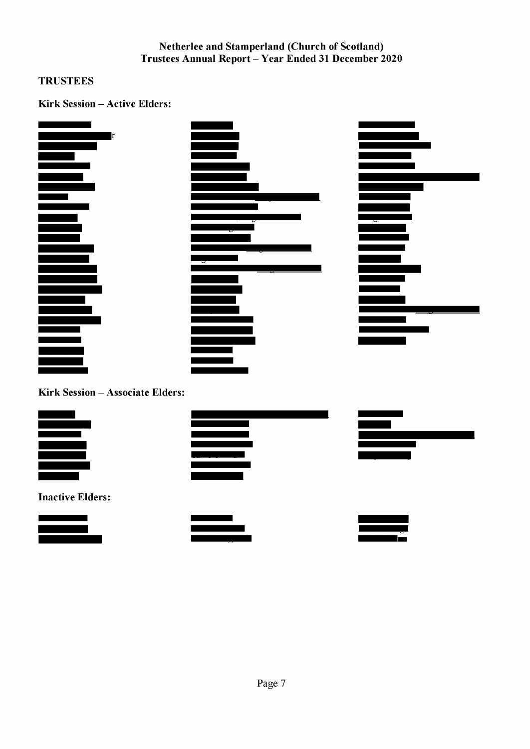# Netherlee and Stamperland (Church of Scotland)
## Trustees Annual Report – Year Ended 31 December 2020

### TRUSTEES

**Kirk Session – Active Elders:**

**Kirk Session – Associate Elders:**

**Inactive Elders:**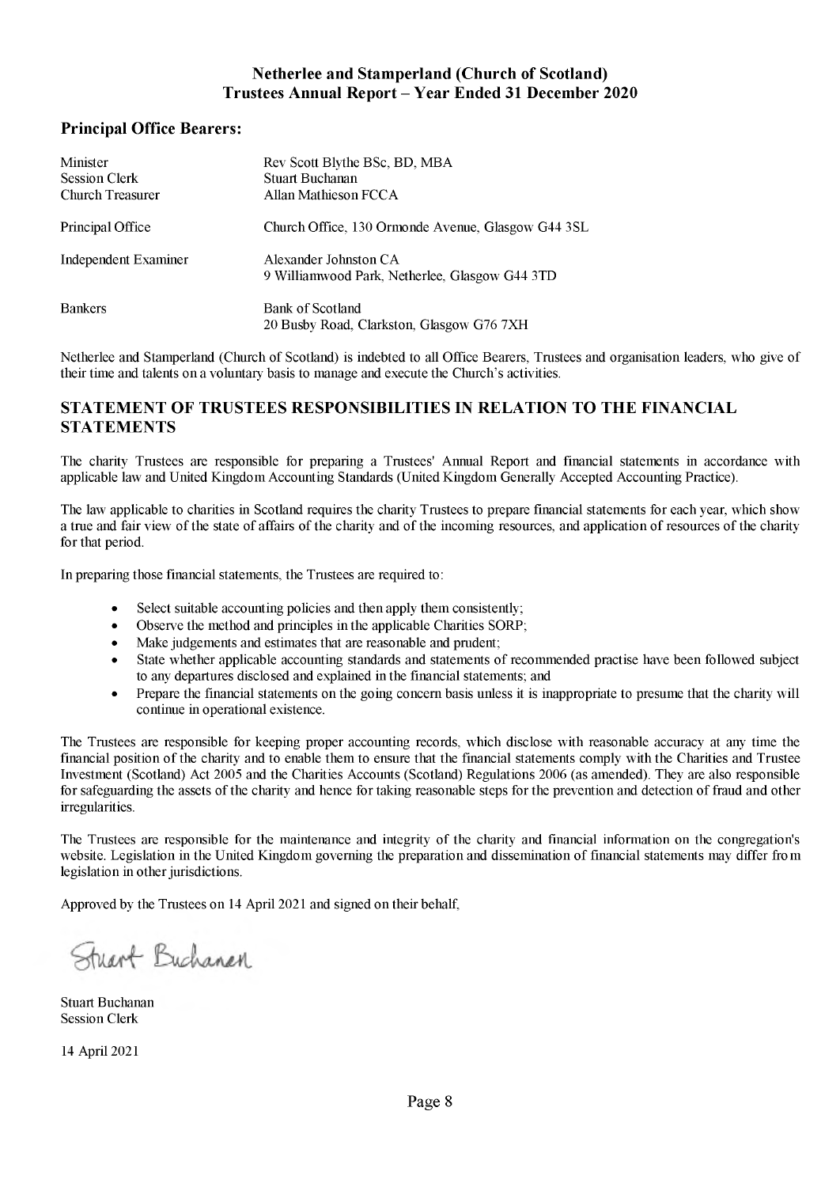**Netherlee and Stamperland (Church of Scotland)**
**Trustees Annual Report – Year Ended 31 December 2020**

## Principal Office Bearers:

| | |
|---|---|
| Minister | Rev Scott Blythe BSc, BD, MBA |
| Session Clerk | Stuart Buchanan |
| Church Treasurer | Allan Mathieson FCCA |
| Principal Office | Church Office, 130 Ormonde Avenue, Glasgow G44 3SL |
| Independent Examiner | Alexander Johnston CA<br>9 Williamwood Park, Netherlee, Glasgow G44 3TD |
| Bankers | Bank of Scotland<br>20 Busby Road, Clarkston, Glasgow G76 7XH |

Netherlee and Stamperland (Church of Scotland) is indebted to all Office Bearers, Trustees and organisation leaders, who give of their time and talents on a voluntary basis to manage and execute the Church's activities.

## STATEMENT OF TRUSTEES RESPONSIBILITIES IN RELATION TO THE FINANCIAL STATEMENTS

The charity Trustees are responsible for preparing a Trustees' Annual Report and financial statements in accordance with applicable law and United Kingdom Accounting Standards (United Kingdom Generally Accepted Accounting Practice).

The law applicable to charities in Scotland requires the charity Trustees to prepare financial statements for each year, which show a true and fair view of the state of affairs of the charity and of the incoming resources, and application of resources of the charity for that period.

In preparing those financial statements, the Trustees are required to:

- Select suitable accounting policies and then apply them consistently;
- Observe the method and principles in the applicable Charities SORP;
- Make judgements and estimates that are reasonable and prudent;
- State whether applicable accounting standards and statements of recommended practise have been followed subject to any departures disclosed and explained in the financial statements; and
- Prepare the financial statements on the going concern basis unless it is inappropriate to presume that the charity will continue in operational existence.

The Trustees are responsible for keeping proper accounting records, which disclose with reasonable accuracy at any time the financial position of the charity and to enable them to ensure that the financial statements comply with the Charities and Trustee Investment (Scotland) Act 2005 and the Charities Accounts (Scotland) Regulations 2006 (as amended). They are also responsible for safeguarding the assets of the charity and hence for taking reasonable steps for the prevention and detection of fraud and other irregularities.

The Trustees are responsible for the maintenance and integrity of the charity and financial information on the congregation's website. Legislation in the United Kingdom governing the preparation and dissemination of financial statements may differ from legislation in other jurisdictions.

Approved by the Trustees on 14 April 2021 and signed on their behalf,

Stuart Buchanan

Stuart Buchanan
Session Clerk

14 April 2021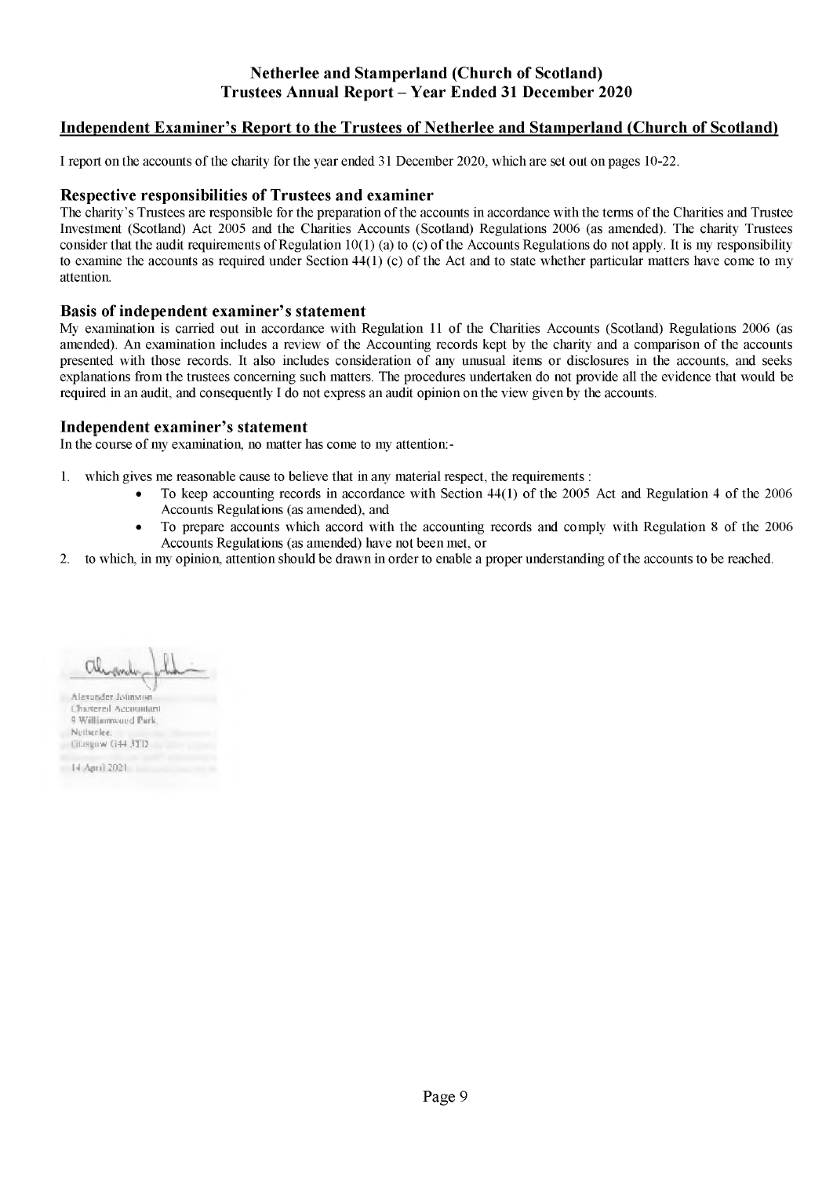**Netherlee and Stamperland (Church of Scotland)**
**Trustees Annual Report – Year Ended 31 December 2020**

## Independent Examiner's Report to the Trustees of Netherlee and Stamperland (Church of Scotland)

I report on the accounts of the charity for the year ended 31 December 2020, which are set out on pages 10-22.

### Respective responsibilities of Trustees and examiner

The charity's Trustees are responsible for the preparation of the accounts in accordance with the terms of the Charities and Trustee Investment (Scotland) Act 2005 and the Charities Accounts (Scotland) Regulations 2006 (as amended). The charity Trustees consider that the audit requirements of Regulation 10(1) (a) to (c) of the Accounts Regulations do not apply. It is my responsibility to examine the accounts as required under Section 44(1) (c) of the Act and to state whether particular matters have come to my attention.

### Basis of independent examiner's statement

My examination is carried out in accordance with Regulation 11 of the Charities Accounts (Scotland) Regulations 2006 (as amended). An examination includes a review of the Accounting records kept by the charity and a comparison of the accounts presented with those records. It also includes consideration of any unusual items or disclosures in the accounts, and seeks explanations from the trustees concerning such matters. The procedures undertaken do not provide all the evidence that would be required in an audit, and consequently I do not express an audit opinion on the view given by the accounts.

### Independent examiner's statement

In the course of my examination, no matter has come to my attention:-

1. which gives me reasonable cause to believe that in any material respect, the requirements :
   - To keep accounting records in accordance with Section 44(1) of the 2005 Act and Regulation 4 of the 2006 Accounts Regulations (as amended), and
   - To prepare accounts which accord with the accounting records and comply with Regulation 8 of the 2006 Accounts Regulations (as amended) have not been met, or
2. to which, in my opinion, attention should be drawn in order to enable a proper understanding of the accounts to be reached.

Alexander Johnston
Chartered Accountant
9 Williamwood Park,
Netherlee,
Glasgow G44 3TD

14 April 2021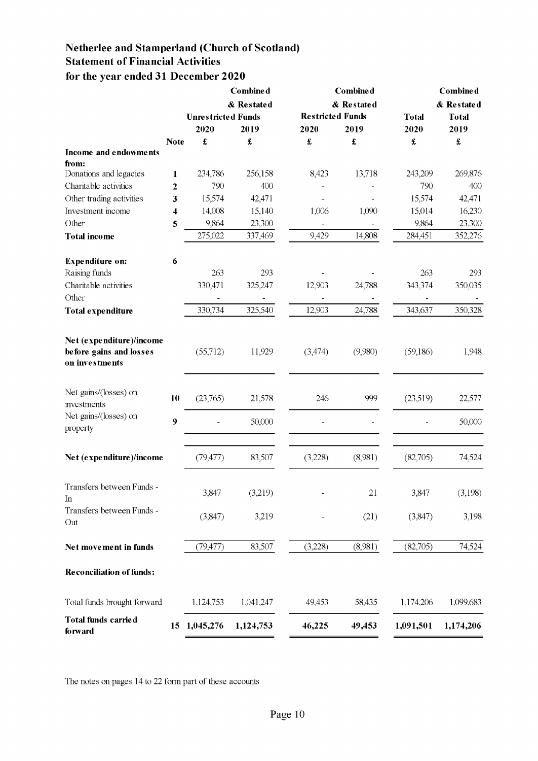# Netherlee and Stamperland (Church of Scotland)
## Statement of Financial Activities
### for the year ended 31 December 2020

| | Note | Unrestricted Funds 2020 £ | Unrestricted Funds Combined & Restated 2019 £ | Restricted Funds 2020 £ | Restricted Funds Combined & Restated 2019 £ | Total 2020 £ | Total Combined & Restated 2019 £ |
|---|---|---|---|---|---|---|---|
| **Income and endowments from:** | | | | | | | |
| Donations and legacies | 1 | 234,786 | 256,158 | 8,423 | 13,718 | 243,209 | 269,876 |
| Charitable activities | 2 | 790 | 400 | - | - | 790 | 400 |
| Other trading activities | 3 | 15,574 | 42,471 | - | - | 15,574 | 42,471 |
| Investment income | 4 | 14,008 | 15,140 | 1,006 | 1,090 | 15,014 | 16,230 |
| Other | 5 | 9,864 | 23,300 | - | - | 9,864 | 23,300 |
| **Total income** | | 275,022 | 337,469 | 9,429 | 14,808 | 284,451 | 352,276 |
| | | | | | | | |
| **Expenditure on:** | 6 | | | | | | |
| Raising funds | | 263 | 293 | - | - | 263 | 293 |
| Charitable activities | | 330,471 | 325,247 | 12,903 | 24,788 | 343,374 | 350,035 |
| Other | | - | - | - | - | - | - |
| **Total expenditure** | | 330,734 | 325,540 | 12,903 | 24,788 | 343,637 | 350,328 |
| | | | | | | | |
| **Net (expenditure)/income before gains and losses on investments** | | (55,712) | 11,929 | (3,474) | (9,980) | (59,186) | 1,948 |
| | | | | | | | |
| Net gains/(losses) on investments | 10 | (23,765) | 21,578 | 246 | 999 | (23,519) | 22,577 |
| Net gains/(losses) on property | 9 | - | 50,000 | - | - | - | 50,000 |
| | | | | | | | |
| **Net (expenditure)/income** | | (79,477) | 83,507 | (3,228) | (8,981) | (82,705) | 74,524 |
| | | | | | | | |
| Transfers between Funds - In | | 3,847 | (3,219) | - | 21 | 3,847 | (3,198) |
| Transfers between Funds - Out | | (3,847) | 3,219 | - | (21) | (3,847) | 3,198 |
| | | | | | | | |
| **Net movement in funds** | | (79,477) | 83,507 | (3,228) | (8,981) | (82,705) | 74,524 |
| | | | | | | | |
| **Reconciliation of funds:** | | | | | | | |
| | | | | | | | |
| Total funds brought forward | | 1,124,753 | 1,041,247 | 49,453 | 58,435 | 1,174,206 | 1,099,683 |
| **Total funds carried forward** | 15 | **1,045,276** | **1,124,753** | **46,225** | **49,453** | **1,091,501** | **1,174,206** |

The notes on pages 14 to 22 form part of these accounts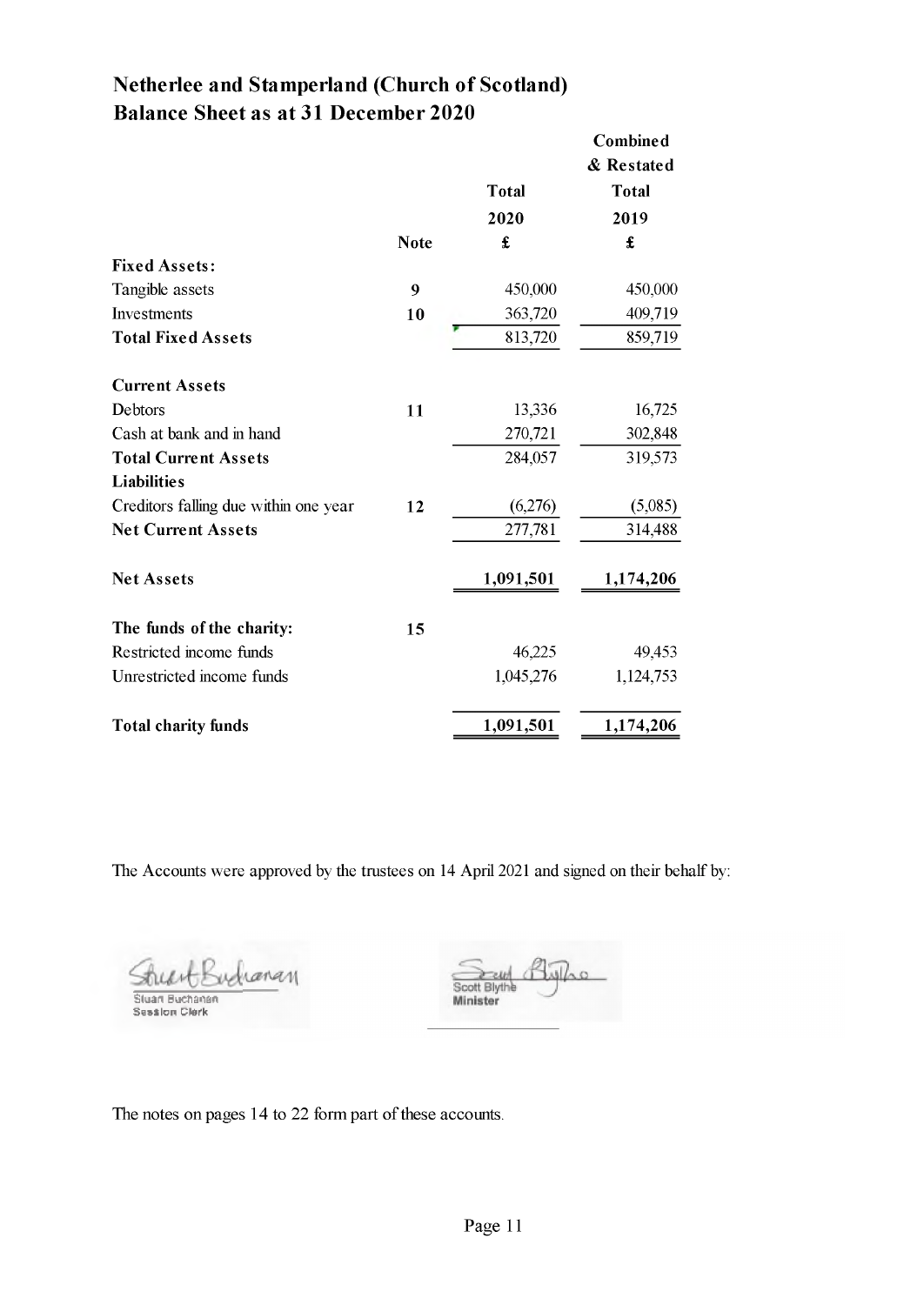# Netherlee and Stamperland (Church of Scotland)
## Balance Sheet as at 31 December 2020

| | Note | Total 2020 £ | Combined & Restated Total 2019 £ |
|---|---|---|---|
| **Fixed Assets:** | | | |
| Tangible assets | 9 | 450,000 | 450,000 |
| Investments | 10 | 363,720 | 409,719 |
| **Total Fixed Assets** | | 813,720 | 859,719 |
| | | | |
| **Current Assets** | | | |
| Debtors | 11 | 13,336 | 16,725 |
| Cash at bank and in hand | | 270,721 | 302,848 |
| **Total Current Assets** | | 284,057 | 319,573 |
| **Liabilities** | | | |
| Creditors falling due within one year | 12 | (6,276) | (5,085) |
| **Net Current Assets** | | 277,781 | 314,488 |
| | | | |
| **Net Assets** | | **1,091,501** | **1,174,206** |
| | | | |
| **The funds of the charity:** | 15 | | |
| Restricted income funds | | 46,225 | 49,453 |
| Unrestricted income funds | | 1,045,276 | 1,124,753 |
| | | | |
| **Total charity funds** | | **1,091,501** | **1,174,206** |

The Accounts were approved by the trustees on 14 April 2021 and signed on their behalf by:

Stuart Buchanan
Session Clerk

Scott Blythe
Minister

The notes on pages 14 to 22 form part of these accounts.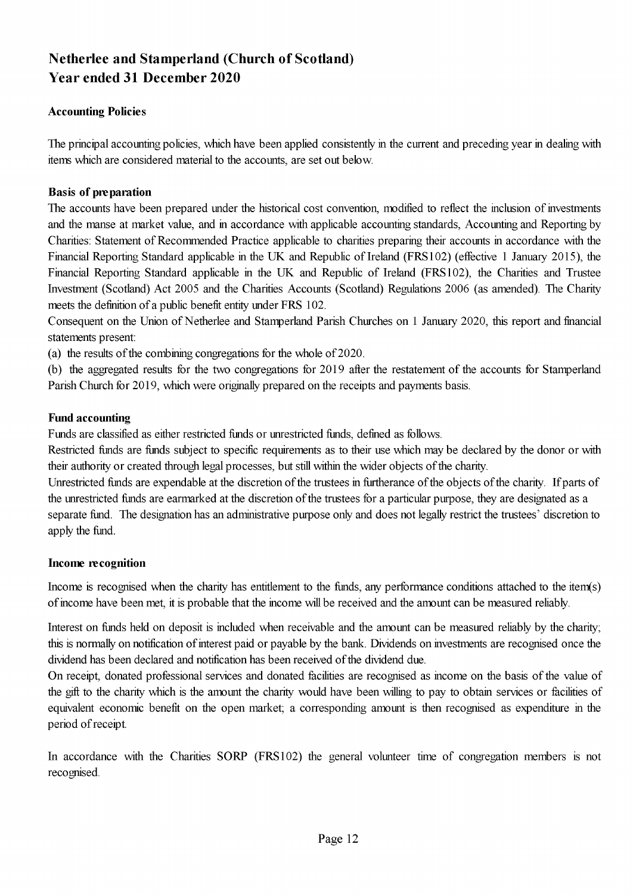# Netherlee and Stamperland (Church of Scotland)
# Year ended 31 December 2020

### Accounting Policies

The principal accounting policies, which have been applied consistently in the current and preceding year in dealing with items which are considered material to the accounts, are set out below.

### Basis of preparation

The accounts have been prepared under the historical cost convention, modified to reflect the inclusion of investments and the manse at market value, and in accordance with applicable accounting standards, Accounting and Reporting by Charities: Statement of Recommended Practice applicable to charities preparing their accounts in accordance with the Financial Reporting Standard applicable in the UK and Republic of Ireland (FRS102) (effective 1 January 2015), the Financial Reporting Standard applicable in the UK and Republic of Ireland (FRS102), the Charities and Trustee Investment (Scotland) Act 2005 and the Charities Accounts (Scotland) Regulations 2006 (as amended). The Charity meets the definition of a public benefit entity under FRS 102.

Consequent on the Union of Netherlee and Stamperland Parish Churches on 1 January 2020, this report and financial statements present:

(a) the results of the combining congregations for the whole of 2020.

(b) the aggregated results for the two congregations for 2019 after the restatement of the accounts for Stamperland Parish Church for 2019, which were originally prepared on the receipts and payments basis.

### Fund accounting

Funds are classified as either restricted funds or unrestricted funds, defined as follows.

Restricted funds are funds subject to specific requirements as to their use which may be declared by the donor or with their authority or created through legal processes, but still within the wider objects of the charity.

Unrestricted funds are expendable at the discretion of the trustees in furtherance of the objects of the charity. If parts of the unrestricted funds are earmarked at the discretion of the trustees for a particular purpose, they are designated as a separate fund. The designation has an administrative purpose only and does not legally restrict the trustees' discretion to apply the fund.

### Income recognition

Income is recognised when the charity has entitlement to the funds, any performance conditions attached to the item(s) of income have been met, it is probable that the income will be received and the amount can be measured reliably.

Interest on funds held on deposit is included when receivable and the amount can be measured reliably by the charity; this is normally on notification of interest paid or payable by the bank. Dividends on investments are recognised once the dividend has been declared and notification has been received of the dividend due.

On receipt, donated professional services and donated facilities are recognised as income on the basis of the value of the gift to the charity which is the amount the charity would have been willing to pay to obtain services or facilities of equivalent economic benefit on the open market; a corresponding amount is then recognised as expenditure in the period of receipt.

In accordance with the Charities SORP (FRS102) the general volunteer time of congregation members is not recognised.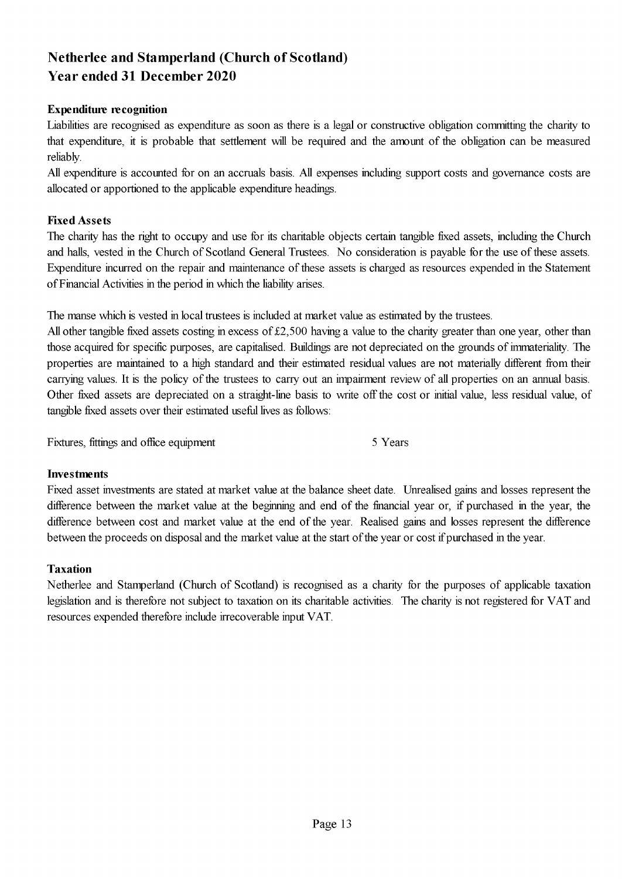# Netherlee and Stamperland (Church of Scotland)
# Year ended 31 December 2020

### Expenditure recognition

Liabilities are recognised as expenditure as soon as there is a legal or constructive obligation committing the charity to that expenditure, it is probable that settlement will be required and the amount of the obligation can be measured reliably.

All expenditure is accounted for on an accruals basis. All expenses including support costs and governance costs are allocated or apportioned to the applicable expenditure headings.

### Fixed Assets

The charity has the right to occupy and use for its charitable objects certain tangible fixed assets, including the Church and halls, vested in the Church of Scotland General Trustees. No consideration is payable for the use of these assets. Expenditure incurred on the repair and maintenance of these assets is charged as resources expended in the Statement of Financial Activities in the period in which the liability arises.

The manse which is vested in local trustees is included at market value as estimated by the trustees.

All other tangible fixed assets costing in excess of £2,500 having a value to the charity greater than one year, other than those acquired for specific purposes, are capitalised. Buildings are not depreciated on the grounds of immateriality. The properties are maintained to a high standard and their estimated residual values are not materially different from their carrying values. It is the policy of the trustees to carry out an impairment review of all properties on an annual basis. Other fixed assets are depreciated on a straight-line basis to write off the cost or initial value, less residual value, of tangible fixed assets over their estimated useful lives as follows:

| | |
|---|---|
| Fixtures, fittings and office equipment | 5 Years |

### Investments

Fixed asset investments are stated at market value at the balance sheet date. Unrealised gains and losses represent the difference between the market value at the beginning and end of the financial year or, if purchased in the year, the difference between cost and market value at the end of the year. Realised gains and losses represent the difference between the proceeds on disposal and the market value at the start of the year or cost if purchased in the year.

### Taxation

Netherlee and Stamperland (Church of Scotland) is recognised as a charity for the purposes of applicable taxation legislation and is therefore not subject to taxation on its charitable activities. The charity is not registered for VAT and resources expended therefore include irrecoverable input VAT.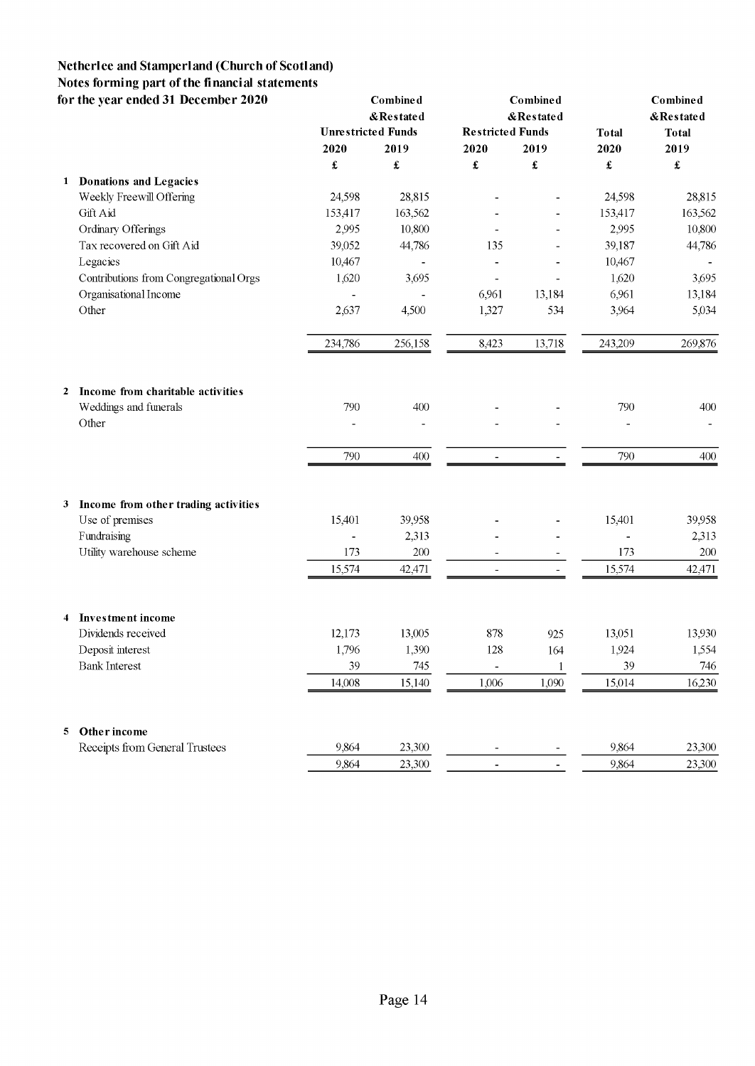**Netherlee and Stamperland (Church of Scotland)**
**Notes forming part of the financial statements**
**for the year ended 31 December 2020**

| | Unrestricted Funds 2020 | Combined & Restated Unrestricted Funds 2019 | Restricted Funds 2020 | Combined & Restated Restricted Funds 2019 | Total 2020 | Combined & Restated Total 2019 |
|---|---|---|---|---|---|---|
| | £ | £ | £ | £ | £ | £ |
| **1 Donations and Legacies** | | | | | | |
| Weekly Freewill Offering | 24,598 | 28,815 | - | - | 24,598 | 28,815 |
| Gift Aid | 153,417 | 163,562 | - | - | 153,417 | 163,562 |
| Ordinary Offerings | 2,995 | 10,800 | - | - | 2,995 | 10,800 |
| Tax recovered on Gift Aid | 39,052 | 44,786 | 135 | - | 39,187 | 44,786 |
| Legacies | 10,467 | - | - | - | 10,467 | - |
| Contributions from Congregational Orgs | 1,620 | 3,695 | - | - | 1,620 | 3,695 |
| Organisational Income | - | - | 6,961 | 13,184 | 6,961 | 13,184 |
| Other | 2,637 | 4,500 | 1,327 | 534 | 3,964 | 5,034 |
| | 234,786 | 256,158 | 8,423 | 13,718 | 243,209 | 269,876 |
| **2 Income from charitable activities** | | | | | | |
| Weddings and funerals | 790 | 400 | - | - | 790 | 400 |
| Other | - | - | - | - | - | - |
| | 790 | 400 | - | - | 790 | 400 |
| **3 Income from other trading activities** | | | | | | |
| Use of premises | 15,401 | 39,958 | - | - | 15,401 | 39,958 |
| Fundraising | - | 2,313 | - | - | - | 2,313 |
| Utility warehouse scheme | 173 | 200 | - | - | 173 | 200 |
| | 15,574 | 42,471 | - | - | 15,574 | 42,471 |
| **4 Investment income** | | | | | | |
| Dividends received | 12,173 | 13,005 | 878 | 925 | 13,051 | 13,930 |
| Deposit interest | 1,796 | 1,390 | 128 | 164 | 1,924 | 1,554 |
| Bank Interest | 39 | 745 | - | 1 | 39 | 746 |
| | 14,008 | 15,140 | 1,006 | 1,090 | 15,014 | 16,230 |
| **5 Other income** | | | | | | |
| Receipts from General Trustees | 9,864 | 23,300 | - | - | 9,864 | 23,300 |
| | 9,864 | 23,300 | - | - | 9,864 | 23,300 |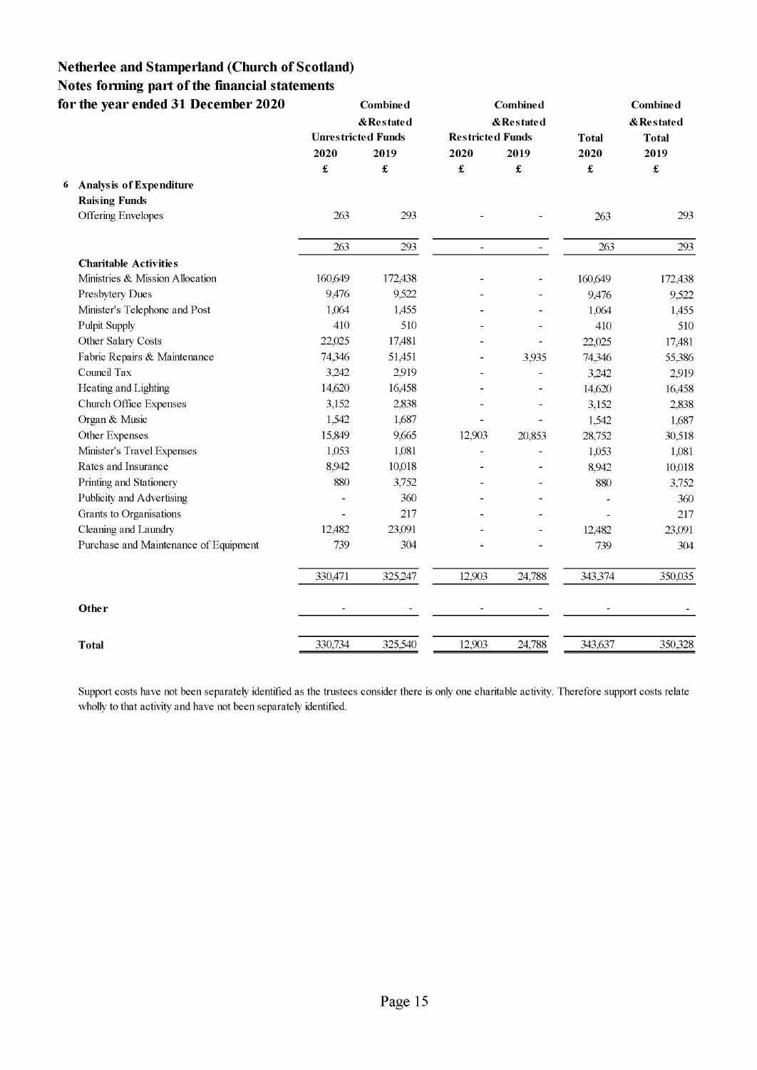**Netherlee and Stamperland (Church of Scotland)**
**Notes forming part of the financial statements**
**for the year ended 31 December 2020**

| | Combined &Restated Unrestricted Funds | | Combined &Restated Restricted Funds | | Total | Combined &Restated Total |
|---|---|---|---|---|---|---|
| | 2020 | 2019 | 2020 | 2019 | 2020 | 2019 |
| | £ | £ | £ | £ | £ | £ |
| **6 Analysis of Expenditure** | | | | | | |
| **Raising Funds** | | | | | | |
| Offering Envelopes | 263 | 293 | - | - | 263 | 293 |
| | 263 | 293 | - | - | 263 | 293 |
| **Charitable Activities** | | | | | | |
| Ministries & Mission Allocation | 160,649 | 172,438 | - | - | 160,649 | 172,438 |
| Presbytery Dues | 9,476 | 9,522 | - | - | 9,476 | 9,522 |
| Minister's Telephone and Post | 1,064 | 1,455 | - | - | 1,064 | 1,455 |
| Pulpit Supply | 410 | 510 | - | - | 410 | 510 |
| Other Salary Costs | 22,025 | 17,481 | - | - | 22,025 | 17,481 |
| Fabric Repairs & Maintenance | 74,346 | 51,451 | - | 3,935 | 74,346 | 55,386 |
| Council Tax | 3,242 | 2,919 | - | - | 3,242 | 2,919 |
| Heating and Lighting | 14,620 | 16,458 | - | - | 14,620 | 16,458 |
| Church Office Expenses | 3,152 | 2,838 | - | - | 3,152 | 2,838 |
| Organ & Music | 1,542 | 1,687 | - | - | 1,542 | 1,687 |
| Other Expenses | 15,849 | 9,665 | 12,903 | 20,853 | 28,752 | 30,518 |
| Minister's Travel Expenses | 1,053 | 1,081 | - | - | 1,053 | 1,081 |
| Rates and Insurance | 8,942 | 10,018 | - | - | 8,942 | 10,018 |
| Printing and Stationery | 880 | 3,752 | - | - | 880 | 3,752 |
| Publicity and Advertising | - | 360 | - | - | - | 360 |
| Grants to Organisations | - | 217 | - | - | - | 217 |
| Cleaning and Laundry | 12,482 | 23,091 | - | - | 12,482 | 23,091 |
| Purchase and Maintenance of Equipment | 739 | 304 | - | - | 739 | 304 |
| | 330,471 | 325,247 | 12,903 | 24,788 | 343,374 | 350,035 |
| **Other** | - | - | - | - | - | - |
| **Total** | 330,734 | 325,540 | 12,903 | 24,788 | 343,637 | 350,328 |

Support costs have not been separately identified as the trustees consider there is only one charitable activity. Therefore support costs relate wholly to that activity and have not been separately identified.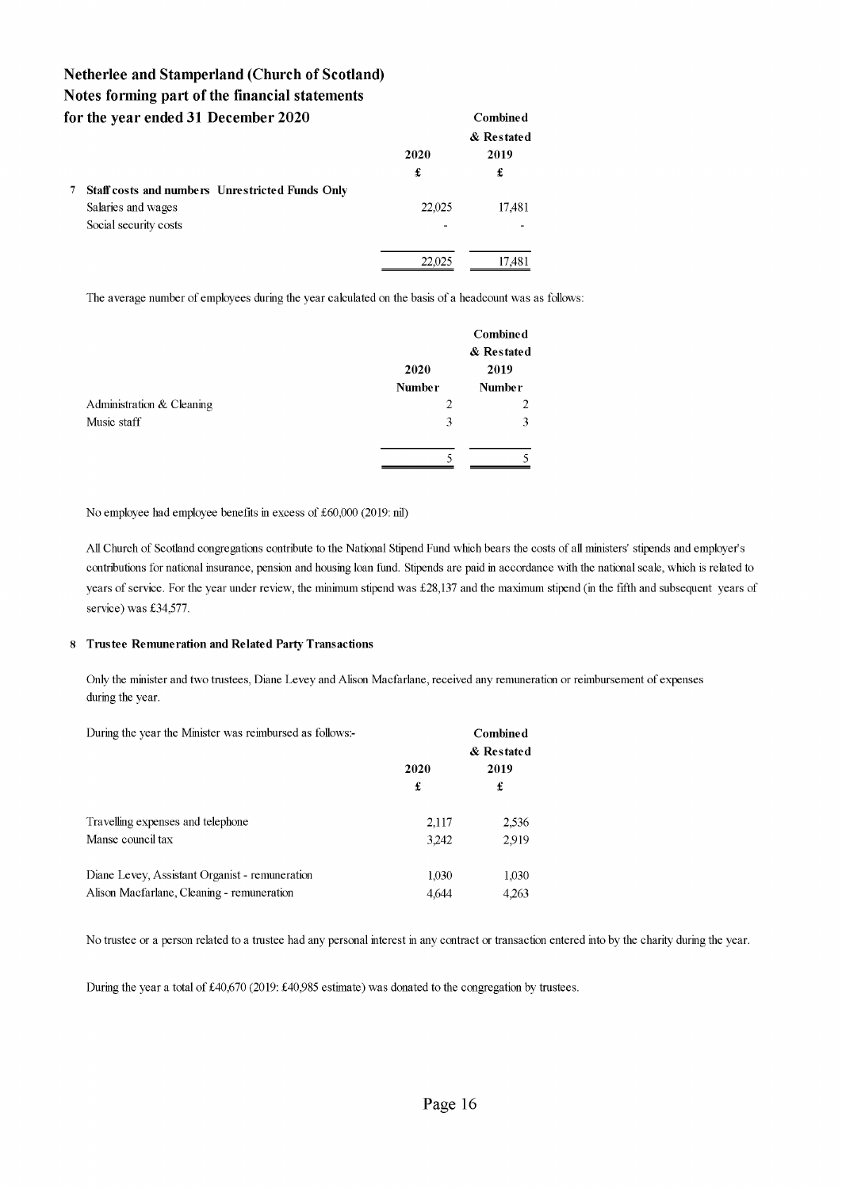**Netherlee and Stamperland (Church of Scotland)**
**Notes forming part of the financial statements**
**for the year ended 31 December 2020**

### 7 Staff costs and numbers Unrestricted Funds Only

| | 2020 £ | Combined & Restated 2019 £ |
|---|---|---|
| Salaries and wages | 22,025 | 17,481 |
| Social security costs | - | - |
| | 22,025 | 17,481 |

The average number of employees during the year calculated on the basis of a headcount was as follows:

| | 2020 Number | Combined & Restated 2019 Number |
|---|---|---|
| Administration & Cleaning | 2 | 2 |
| Music staff | 3 | 3 |
| | 5 | 5 |

No employee had employee benefits in excess of £60,000 (2019: nil)

All Church of Scotland congregations contribute to the National Stipend Fund which bears the costs of all ministers' stipends and employer's contributions for national insurance, pension and housing loan fund. Stipends are paid in accordance with the national scale, which is related to years of service. For the year under review, the minimum stipend was £28,137 and the maximum stipend (in the fifth and subsequent years of service) was £34,577.

### 8 Trustee Remuneration and Related Party Transactions

Only the minister and two trustees, Diane Levey and Alison Macfarlane, received any remuneration or reimbursement of expenses during the year.

| During the year the Minister was reimbursed as follows:- | 2020 £ | Combined & Restated 2019 £ |
|---|---|---|
| Travelling expenses and telephone | 2,117 | 2,536 |
| Manse council tax | 3,242 | 2,919 |
| Diane Levey, Assistant Organist - remuneration | 1,030 | 1,030 |
| Alison Macfarlane, Cleaning - remuneration | 4,644 | 4,263 |

No trustee or a person related to a trustee had any personal interest in any contract or transaction entered into by the charity during the year.

During the year a total of £40,670 (2019: £40,985 estimate) was donated to the congregation by trustees.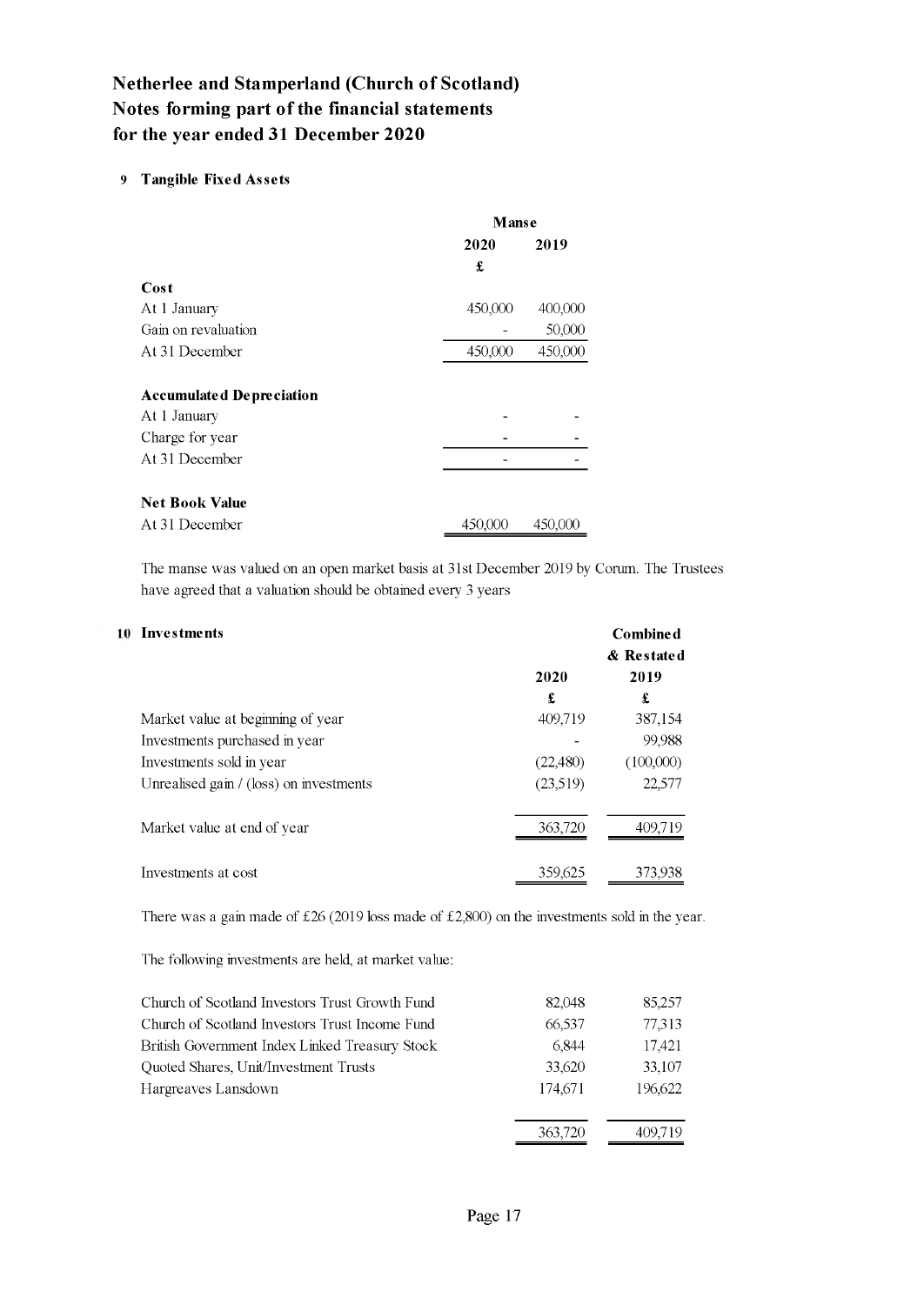# Netherlee and Stamperland (Church of Scotland)
# Notes forming part of the financial statements
# for the year ended 31 December 2020

## 9 Tangible Fixed Assets

| | Manse | |
|---|---|---|
| | 2020 | 2019 |
| | £ | |
| **Cost** | | |
| At 1 January | 450,000 | 400,000 |
| Gain on revaluation | - | 50,000 |
| At 31 December | 450,000 | 450,000 |
| | | |
| **Accumulated Depreciation** | | |
| At 1 January | - | - |
| Charge for year | - | - |
| At 31 December | - | - |
| | | |
| **Net Book Value** | | |
| At 31 December | 450,000 | 450,000 |

The manse was valued on an open market basis at 31st December 2019 by Corum. The Trustees have agreed that a valuation should be obtained every 3 years

## 10 Investments

| | 2020 | Combined & Restated 2019 |
|---|---|---|
| | £ | £ |
| Market value at beginning of year | 409,719 | 387,154 |
| Investments purchased in year | - | 99,988 |
| Investments sold in year | (22,480) | (100,000) |
| Unrealised gain / (loss) on investments | (23,519) | 22,577 |
| | | |
| Market value at end of year | 363,720 | 409,719 |
| | | |
| Investments at cost | 359,625 | 373,938 |

There was a gain made of £26 (2019 loss made of £2,800) on the investments sold in the year.

The following investments are held, at market value:

| | 2020 | 2019 |
|---|---|---|
| Church of Scotland Investors Trust Growth Fund | 82,048 | 85,257 |
| Church of Scotland Investors Trust Income Fund | 66,537 | 77,313 |
| British Government Index Linked Treasury Stock | 6,844 | 17,421 |
| Quoted Shares, Unit/Investment Trusts | 33,620 | 33,107 |
| Hargreaves Lansdown | 174,671 | 196,622 |
| | 363,720 | 409,719 |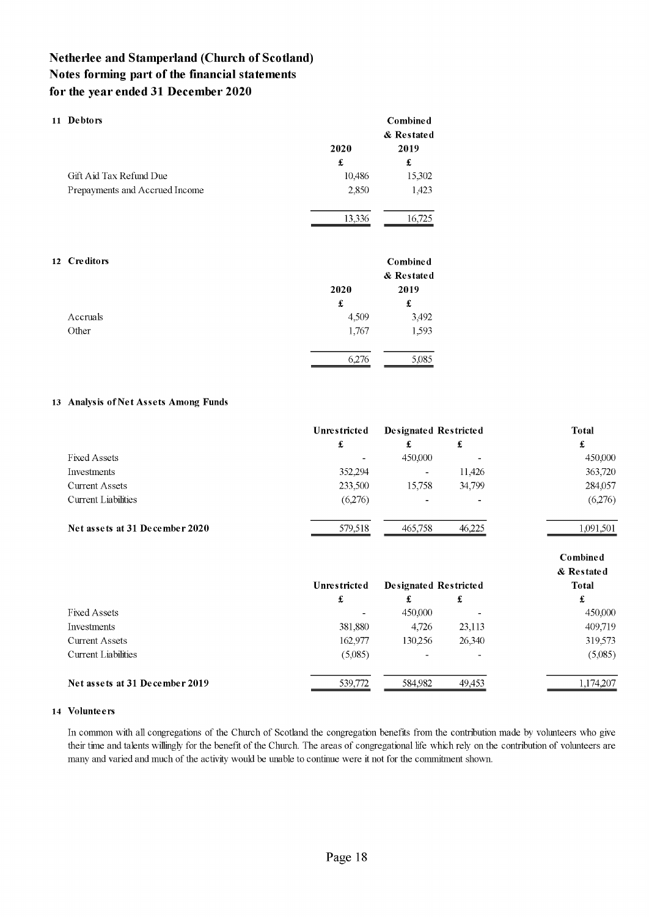# Netherlee and Stamperland (Church of Scotland)
## Notes forming part of the financial statements
## for the year ended 31 December 2020

### 11 Debtors

| | 2020 | Combined & Restated 2019 |
|---|---|---|
| | £ | £ |
| Gift Aid Tax Refund Due | 10,486 | 15,302 |
| Prepayments and Accrued Income | 2,850 | 1,423 |
| | 13,336 | 16,725 |

### 12 Creditors

| | 2020 | Combined & Restated 2019 |
|---|---|---|
| | £ | £ |
| Accruals | 4,509 | 3,492 |
| Other | 1,767 | 1,593 |
| | 6,276 | 5,085 |

### 13 Analysis of Net Assets Among Funds

| | Unrestricted | Designated | Restricted | Total |
|---|---|---|---|---|
| | £ | £ | £ | £ |
| Fixed Assets | - | 450,000 | - | 450,000 |
| Investments | 352,294 | - | 11,426 | 363,720 |
| Current Assets | 233,500 | 15,758 | 34,799 | 284,057 |
| Current Liabilities | (6,276) | - | - | (6,276) |
| **Net assets at 31 December 2020** | 579,518 | 465,758 | 46,225 | 1,091,501 |

| | Unrestricted | Designated | Restricted | Combined & Restated Total |
|---|---|---|---|---|
| | £ | £ | £ | £ |
| Fixed Assets | - | 450,000 | - | 450,000 |
| Investments | 381,880 | 4,726 | 23,113 | 409,719 |
| Current Assets | 162,977 | 130,256 | 26,340 | 319,573 |
| Current Liabilities | (5,085) | - | - | (5,085) |
| **Net assets at 31 December 2019** | 539,772 | 584,982 | 49,453 | 1,174,207 |

### 14 Volunteers

In common with all congregations of the Church of Scotland the congregation benefits from the contribution made by volunteers who give their time and talents willingly for the benefit of the Church. The areas of congregational life which rely on the contribution of volunteers are many and varied and much of the activity would be unable to continue were it not for the commitment shown.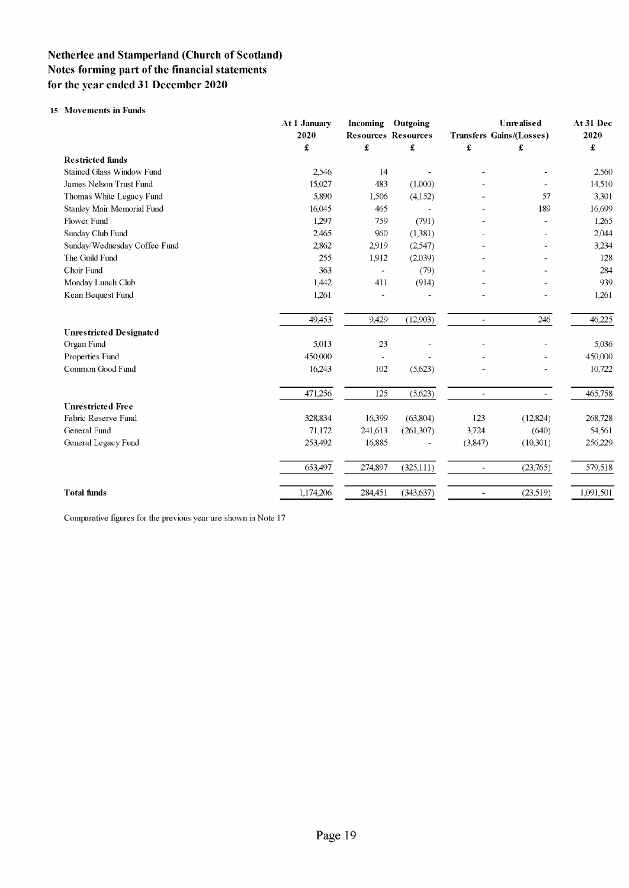# Netherlee and Stamperland (Church of Scotland)
## Notes forming part of the financial statements
## for the year ended 31 December 2020

### 15 Movements in Funds

| | At 1 January 2020 | Incoming Resources | Outgoing Resources | Transfers | Unrealised Gains/(Losses) | At 31 Dec 2020 |
|---|---|---|---|---|---|---|
| | £ | £ | £ | £ | £ | £ |
| **Restricted funds** | | | | | | |
| Stained Glass Window Fund | 2,546 | 14 | - | - | - | 2,560 |
| James Nelson Trust Fund | 15,027 | 483 | (1,000) | - | - | 14,510 |
| Thomas White Legacy Fund | 5,890 | 1,506 | (4,152) | - | 57 | 3,301 |
| Stanley Mair Memorial Fund | 16,045 | 465 | - | - | 189 | 16,699 |
| Flower Fund | 1,297 | 759 | (791) | - | - | 1,265 |
| Sunday Club Fund | 2,465 | 960 | (1,381) | - | - | 2,044 |
| Sunday/Wednesday Coffee Fund | 2,862 | 2,919 | (2,547) | - | - | 3,234 |
| The Guild Fund | 255 | 1,912 | (2,039) | - | - | 128 |
| Choir Fund | 363 | - | (79) | - | - | 284 |
| Monday Lunch Club | 1,442 | 411 | (914) | - | - | 939 |
| Kean Bequest Fund | 1,261 | - | - | - | - | 1,261 |
| | 49,453 | 9,429 | (12,903) | - | 246 | 46,225 |
| **Unrestricted Designated** | | | | | | |
| Organ Fund | 5,013 | 23 | - | - | - | 5,036 |
| Properties Fund | 450,000 | - | - | - | - | 450,000 |
| Common Good Fund | 16,243 | 102 | (5,623) | - | - | 10,722 |
| | 471,256 | 125 | (5,623) | - | - | 465,758 |
| **Unrestricted Free** | | | | | | |
| Fabric Reserve Fund | 328,834 | 16,399 | (63,804) | 123 | (12,824) | 268,728 |
| General Fund | 71,172 | 241,613 | (261,307) | 3,724 | (640) | 54,561 |
| General Legacy Fund | 253,492 | 16,885 | - | (3,847) | (10,301) | 256,229 |
| | 653,497 | 274,897 | (325,111) | - | (23,765) | 579,518 |
| **Total funds** | 1,174,206 | 284,451 | (343,637) | - | (23,519) | 1,091,501 |

Comparative figures for the previous year are shown in Note 17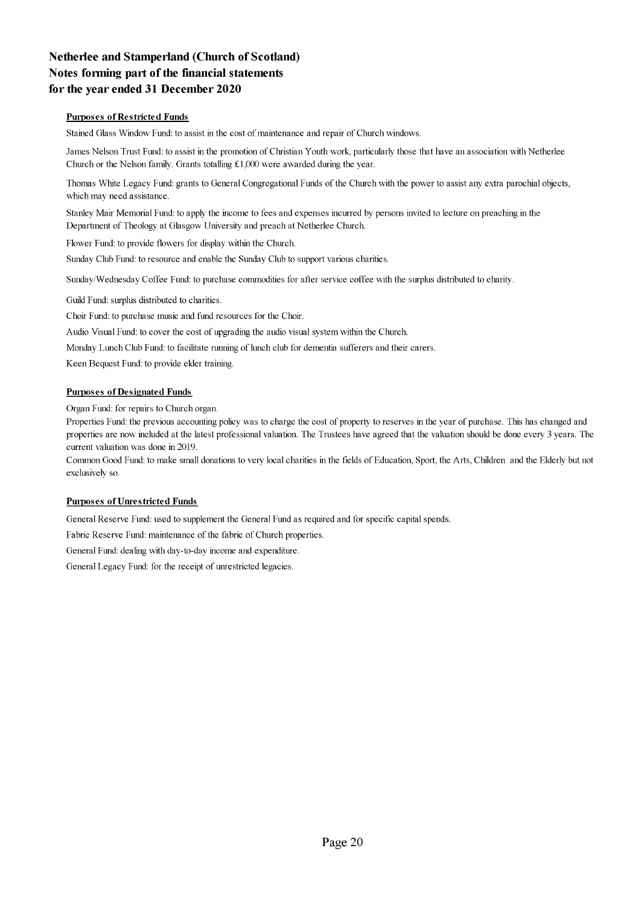# Netherlee and Stamperland (Church of Scotland)
# Notes forming part of the financial statements
# for the year ended 31 December 2020

## Purposes of Restricted Funds

Stained Glass Window Fund: to assist in the cost of maintenance and repair of Church windows.

James Nelson Trust Fund: to assist in the promotion of Christian Youth work, particularly those that have an association with Netherlee Church or the Nelson family. Grants totalling £1,000 were awarded during the year.

Thomas White Legacy Fund: grants to General Congregational Funds of the Church with the power to assist any extra parochial objects, which may need assistance.

Stanley Mair Memorial Fund: to apply the income to fees and expenses incurred by persons invited to lecture on preaching in the Department of Theology at Glasgow University and preach at Netherlee Church.

Flower Fund: to provide flowers for display within the Church.

Sunday Club Fund: to resource and enable the Sunday Club to support various charities.

Sunday/Wednesday Coffee Fund: to purchase commodities for after service coffee with the surplus distributed to charity.

Guild Fund: surplus distributed to charities.

Choir Fund: to purchase music and fund resources for the Choir.

Audio Visual Fund: to cover the cost of upgrading the audio visual system within the Church.

Monday Lunch Club Fund: to facilitate running of lunch club for dementia sufferers and their carers.

Keen Bequest Fund: to provide elder training.

## Purposes of Designated Funds

Organ Fund: for repairs to Church organ.

Properties Fund: the previous accounting policy was to charge the cost of property to reserves in the year of purchase. This has changed and properties are now included at the latest professional valuation. The Trustees have agreed that the valuation should be done every 3 years. The current valuation was done in 2019.

Common Good Fund: to make small donations to very local charities in the fields of Education, Sport, the Arts, Children and the Elderly but not exclusively so.

## Purposes of Unrestricted Funds

General Reserve Fund: used to supplement the General Fund as required and for specific capital spends.

Fabric Reserve Fund: maintenance of the fabric of Church properties.

General Fund: dealing with day-to-day income and expenditure.

General Legacy Fund: for the receipt of unrestricted legacies.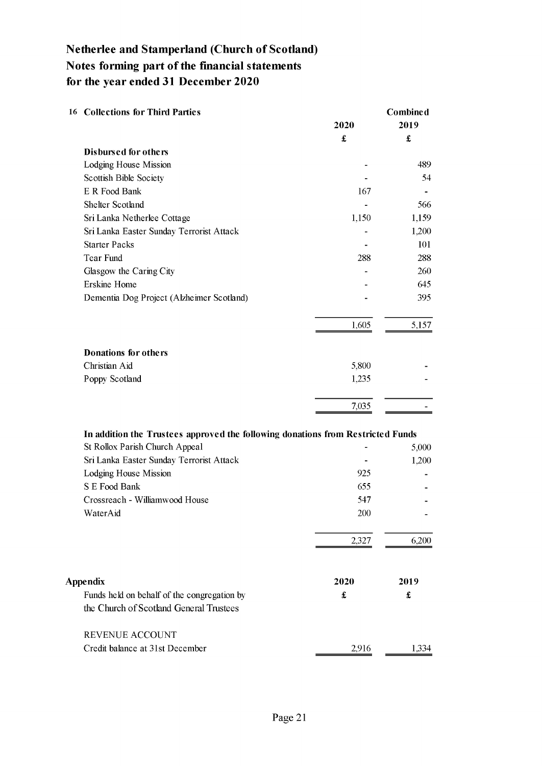# Netherlee and Stamperland (Church of Scotland)
# Notes forming part of the financial statements
# for the year ended 31 December 2020

## 16 Collections for Third Parties

| | 2020 | Combined 2019 |
|---|---|---|
| | £ | £ |
| **Disbursed for others** | | |
| Lodging House Mission | - | 489 |
| Scottish Bible Society | - | 54 |
| E R Food Bank | 167 | - |
| Shelter Scotland | - | 566 |
| Sri Lanka Netherlee Cottage | 1,150 | 1,159 |
| Sri Lanka Easter Sunday Terrorist Attack | - | 1,200 |
| Starter Packs | - | 101 |
| Tear Fund | 288 | 288 |
| Glasgow the Caring City | - | 260 |
| Erskine Home | - | 645 |
| Dementia Dog Project (Alzheimer Scotland) | - | 395 |
| | 1,605 | 5,157 |
| **Donations for others** | | |
| Christian Aid | 5,800 | - |
| Poppy Scotland | 1,235 | - |
| | 7,035 | - |
| **In addition the Trustees approved the following donations from Restricted Funds** | | |
| St Rollox Parish Church Appeal | - | 5,000 |
| Sri Lanka Easter Sunday Terrorist Attack | - | 1,200 |
| Lodging House Mission | 925 | - |
| S E Food Bank | 655 | - |
| Crossreach - Williamwood House | 547 | - |
| WaterAid | 200 | - |
| | 2,327 | 6,200 |

## Appendix

| | 2020 | 2019 |
|---|---|---|
| Funds held on behalf of the congregation by the Church of Scotland General Trustees | £ | £ |
| REVENUE ACCOUNT | | |
| Credit balance at 31st December | 2,916 | 1,334 |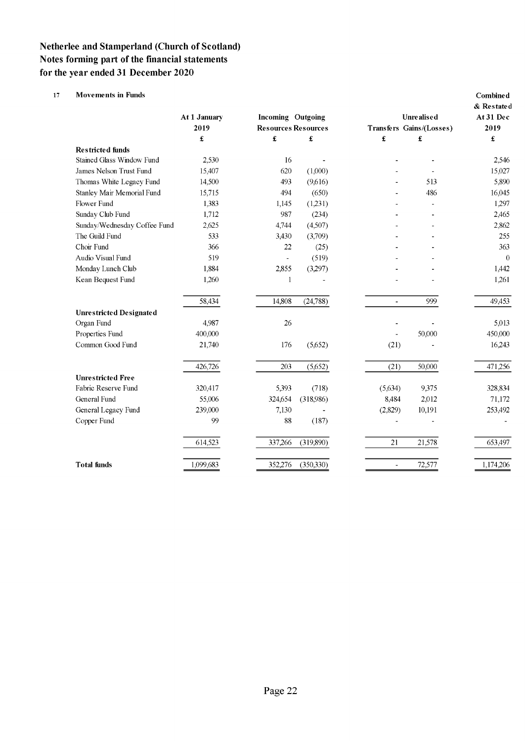**Netherlee and Stamperland (Church of Scotland)**
**Notes forming part of the financial statements**
**for the year ended 31 December 2020**

**17 Movements in Funds**

| | At 1 January 2019 | Incoming Resources | Outgoing Resources | Transfers | Unrealised Gains/(Losses) | Combined & Restated At 31 Dec 2019 |
|---|---|---|---|---|---|---|
| | £ | £ | £ | £ | £ | £ |
| **Restricted funds** | | | | | | |
| Stained Glass Window Fund | 2,530 | 16 | - | - | - | 2,546 |
| James Nelson Trust Fund | 15,407 | 620 | (1,000) | - | - | 15,027 |
| Thomas White Legacy Fund | 14,500 | 493 | (9,616) | - | 513 | 5,890 |
| Stanley Mair Memorial Fund | 15,715 | 494 | (650) | - | 486 | 16,045 |
| Flower Fund | 1,383 | 1,145 | (1,231) | - | - | 1,297 |
| Sunday Club Fund | 1,712 | 987 | (234) | - | - | 2,465 |
| Sunday/Wednesday Coffee Fund | 2,625 | 4,744 | (4,507) | - | - | 2,862 |
| The Guild Fund | 533 | 3,430 | (3,709) | - | - | 255 |
| Choir Fund | 366 | 22 | (25) | - | - | 363 |
| Audio Visual Fund | 519 | - | (519) | - | - | 0 |
| Monday Lunch Club | 1,884 | 2,855 | (3,297) | - | - | 1,442 |
| Kean Bequest Fund | 1,260 | 1 | - | - | - | 1,261 |
| | 58,434 | 14,808 | (24,788) | - | 999 | 49,453 |
| **Unrestricted Designated** | | | | | | |
| Organ Fund | 4,987 | 26 | | - | - | 5,013 |
| Properties Fund | 400,000 | | | - | 50,000 | 450,000 |
| Common Good Fund | 21,740 | 176 | (5,652) | (21) | - | 16,243 |
| | 426,726 | 203 | (5,652) | (21) | 50,000 | 471,256 |
| **Unrestricted Free** | | | | | | |
| Fabric Reserve Fund | 320,417 | 5,393 | (718) | (5,634) | 9,375 | 328,834 |
| General Fund | 55,006 | 324,654 | (318,986) | 8,484 | 2,012 | 71,172 |
| General Legacy Fund | 239,000 | 7,130 | - | (2,829) | 10,191 | 253,492 |
| Copper Fund | 99 | 88 | (187) | - | - | - |
| | 614,523 | 337,266 | (319,890) | 21 | 21,578 | 653,497 |
| **Total funds** | 1,099,683 | 352,276 | (350,330) | - | 72,577 | 1,174,206 |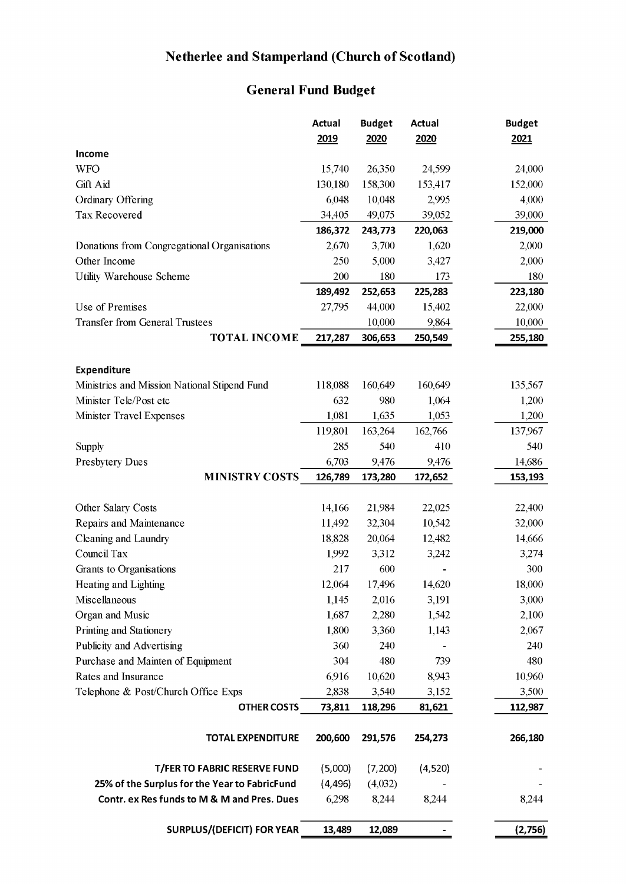# Netherlee and Stamperland (Church of Scotland)

## General Fund Budget

| | Actual 2019 | Budget 2020 | Actual 2020 | Budget 2021 |
|---|---|---|---|---|
| **Income** | | | | |
| WFO | 15,740 | 26,350 | 24,599 | 24,000 |
| Gift Aid | 130,180 | 158,300 | 153,417 | 152,000 |
| Ordinary Offering | 6,048 | 10,048 | 2,995 | 4,000 |
| Tax Recovered | 34,405 | 49,075 | 39,052 | 39,000 |
| | **186,372** | **243,773** | **220,063** | **219,000** |
| Donations from Congregational Organisations | 2,670 | 3,700 | 1,620 | 2,000 |
| Other Income | 250 | 5,000 | 3,427 | 2,000 |
| Utility Warehouse Scheme | 200 | 180 | 173 | 180 |
| | **189,492** | **252,653** | **225,283** | **223,180** |
| Use of Premises | 27,795 | 44,000 | 15,402 | 22,000 |
| Transfer from General Trustees | | 10,000 | 9,864 | 10,000 |
| **TOTAL INCOME** | **217,287** | **306,653** | **250,549** | **255,180** |
| **Expenditure** | | | | |
| Ministries and Mission National Stipend Fund | 118,088 | 160,649 | 160,649 | 135,567 |
| Minister Tele/Post etc | 632 | 980 | 1,064 | 1,200 |
| Minister Travel Expenses | 1,081 | 1,635 | 1,053 | 1,200 |
| | 119,801 | 163,264 | 162,766 | 137,967 |
| Supply | 285 | 540 | 410 | 540 |
| Presbytery Dues | 6,703 | 9,476 | 9,476 | 14,686 |
| **MINISTRY COSTS** | **126,789** | **173,280** | **172,652** | **153,193** |
| Other Salary Costs | 14,166 | 21,984 | 22,025 | 22,400 |
| Repairs and Maintenance | 11,492 | 32,304 | 10,542 | 32,000 |
| Cleaning and Laundry | 18,828 | 20,064 | 12,482 | 14,666 |
| Council Tax | 1,992 | 3,312 | 3,242 | 3,274 |
| Grants to Organisations | 217 | 600 | - | 300 |
| Heating and Lighting | 12,064 | 17,496 | 14,620 | 18,000 |
| Miscellaneous | 1,145 | 2,016 | 3,191 | 3,000 |
| Organ and Music | 1,687 | 2,280 | 1,542 | 2,100 |
| Printing and Stationery | 1,800 | 3,360 | 1,143 | 2,067 |
| Publicity and Advertising | 360 | 240 | - | 240 |
| Purchase and Mainten of Equipment | 304 | 480 | 739 | 480 |
| Rates and Insurance | 6,916 | 10,620 | 8,943 | 10,960 |
| Telephone & Post/Church Office Exps | 2,838 | 3,540 | 3,152 | 3,500 |
| **OTHER COSTS** | **73,811** | **118,296** | **81,621** | **112,987** |
| **TOTAL EXPENDITURE** | **200,600** | **291,576** | **254,273** | **266,180** |
| **T/FER TO FABRIC RESERVE FUND** | (5,000) | (7,200) | (4,520) | - |
| **25% of the Surplus for the Year to FabricFund** | (4,496) | (4,032) | - | - |
| **Contr. ex Res funds to M & M and Pres. Dues** | 6,298 | 8,244 | 8,244 | 8,244 |
| **SURPLUS/(DEFICIT) FOR YEAR** | **13,489** | **12,089** | **-** | **(2,756)** |